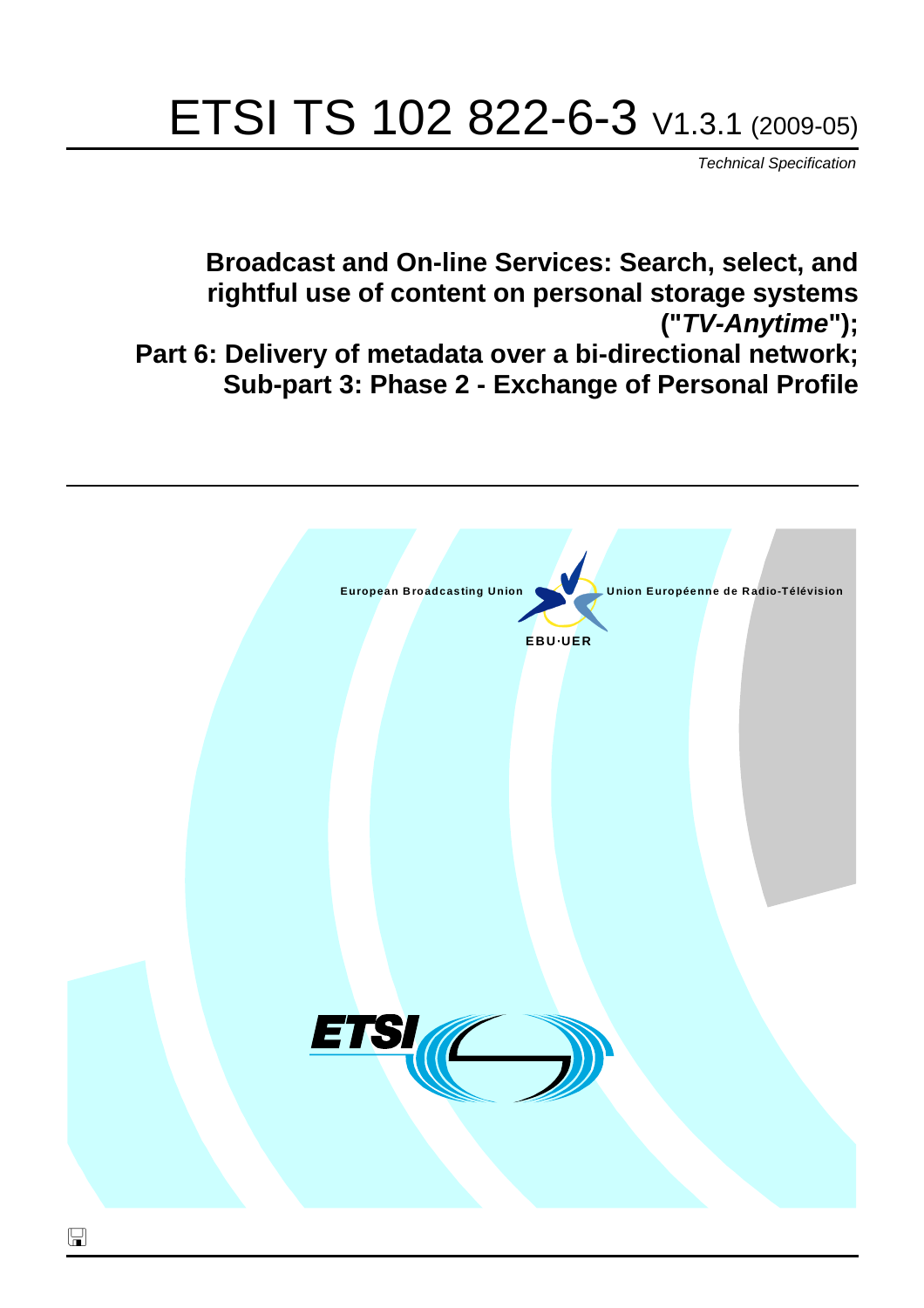# ETSI TS 102 822-6-3 V1.3.1 (2009-05)

*Technical Specification*

## Broadcast and On-line Services: Search, select, and rightful use of content on personal storage systems ("*TV-Anytime*"); Part 6: Delivery of metadata over a bi-directional network; Sub-part 3: Phase 2 - Exchange of Personal Profile

European Broadcasting Union Union Européenne de Radio-Télévision

EBU·UER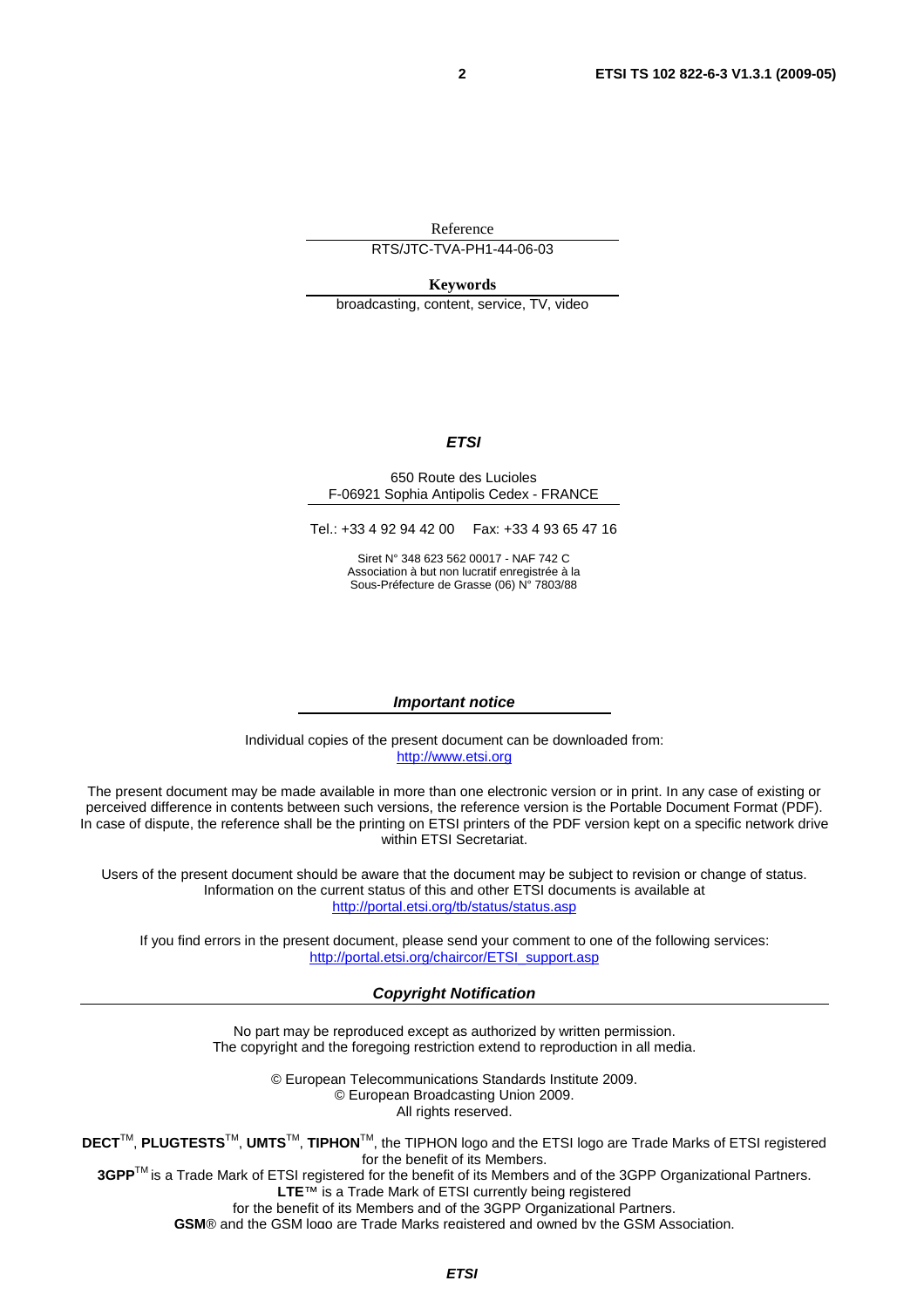Reference

RTS/JTC-TVA-PH1-44-06-03

**Keywords**

broadcasting, content, service, TV, video

***ETSI***

650 Route des Lucioles
F-06921 Sophia Antipolis Cedex - FRANCE

Tel.: +33 4 92 94 42 00   Fax: +33 4 93 65 47 16

Siret N° 348 623 562 00017 - NAF 742 C
Association à but non lucratif enregistrée à la
Sous-Préfecture de Grasse (06) N° 7803/88

***Important notice***

Individual copies of the present document can be downloaded from:
http://www.etsi.org

The present document may be made available in more than one electronic version or in print. In any case of existing or perceived difference in contents between such versions, the reference version is the Portable Document Format (PDF). In case of dispute, the reference shall be the printing on ETSI printers of the PDF version kept on a specific network drive within ETSI Secretariat.

Users of the present document should be aware that the document may be subject to revision or change of status. Information on the current status of this and other ETSI documents is available at
http://portal.etsi.org/tb/status/status.asp

If you find errors in the present document, please send your comment to one of the following services:
http://portal.etsi.org/chaircor/ETSI_support.asp

***Copyright Notification***

No part may be reproduced except as authorized by written permission.
The copyright and the foregoing restriction extend to reproduction in all media.

© European Telecommunications Standards Institute 2009.
© European Broadcasting Union 2009.
All rights reserved.

**DECT**™, **PLUGTESTS**™, **UMTS**™, **TIPHON**™, the TIPHON logo and the ETSI logo are Trade Marks of ETSI registered for the benefit of its Members.
**3GPP**™ is a Trade Mark of ETSI registered for the benefit of its Members and of the 3GPP Organizational Partners.
**LTE**™ is a Trade Mark of ETSI currently being registered
for the benefit of its Members and of the 3GPP Organizational Partners.
**GSM**® and the GSM logo are Trade Marks registered and owned by the GSM Association.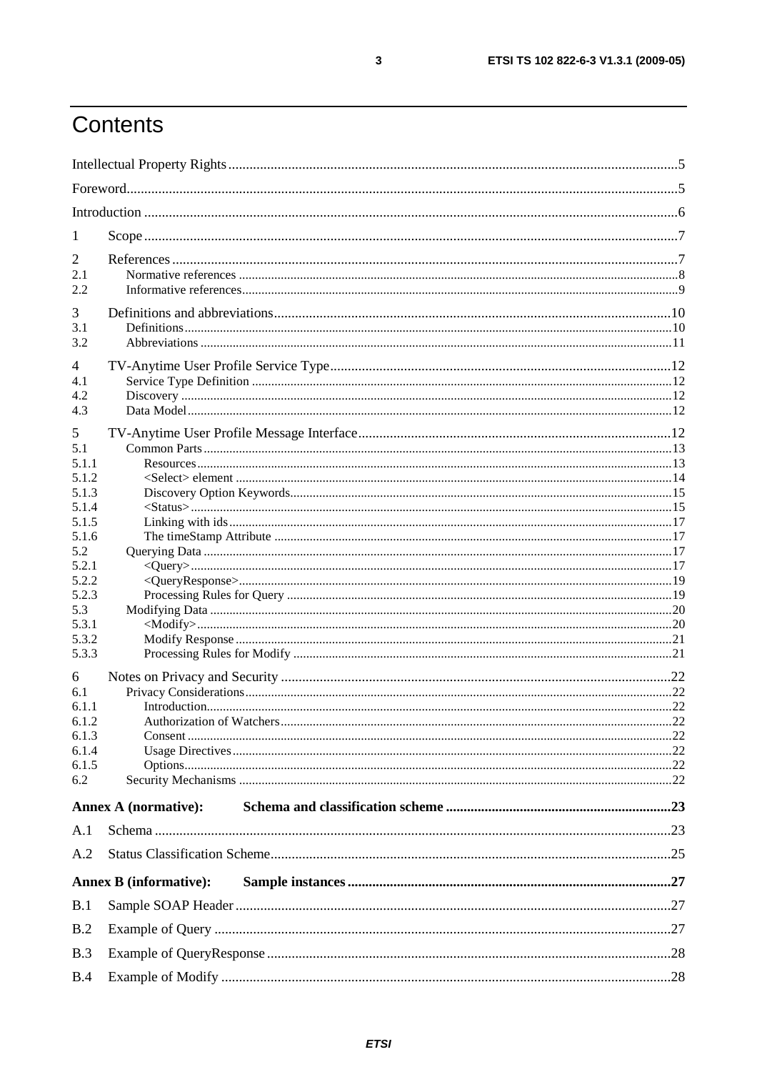# Contents

Intellectual Property Rights .......... 5
Foreword .......... 5
Introduction .......... 6

1 Scope .......... 7

2 References .......... 7
2.1 Normative references .......... 8
2.2 Informative references .......... 9

3 Definitions and abbreviations .......... 10
3.1 Definitions .......... 10
3.2 Abbreviations .......... 11

4 TV-Anytime User Profile Service Type .......... 12
4.1 Service Type Definition .......... 12
4.2 Discovery .......... 12
4.3 Data Model .......... 12

5 TV-Anytime User Profile Message Interface .......... 12
5.1 Common Parts .......... 13
5.1.1 Resources .......... 13
5.1.2 <Select> element .......... 14
5.1.3 Discovery Option Keywords .......... 15
5.1.4 <Status> .......... 15
5.1.5 Linking with ids .......... 17
5.1.6 The timeStamp Attribute .......... 17
5.2 Querying Data .......... 17
5.2.1 <Query> .......... 17
5.2.2 <QueryResponse> .......... 19
5.2.3 Processing Rules for Query .......... 19
5.3 Modifying Data .......... 20
5.3.1 <Modify> .......... 20
5.3.2 Modify Response .......... 21
5.3.3 Processing Rules for Modify .......... 21

6 Notes on Privacy and Security .......... 22
6.1 Privacy Considerations .......... 22
6.1.1 Introduction .......... 22
6.1.2 Authorization of Watchers .......... 22
6.1.3 Consent .......... 22
6.1.4 Usage Directives .......... 22
6.1.5 Options .......... 22
6.2 Security Mechanisms .......... 22

**Annex A (normative): Schema and classification scheme .......... 23**

A.1 Schema .......... 23

A.2 Status Classification Scheme .......... 25

**Annex B (informative): Sample instances .......... 27**

B.1 Sample SOAP Header .......... 27

B.2 Example of Query .......... 27

B.3 Example of QueryResponse .......... 28

B.4 Example of Modify .......... 28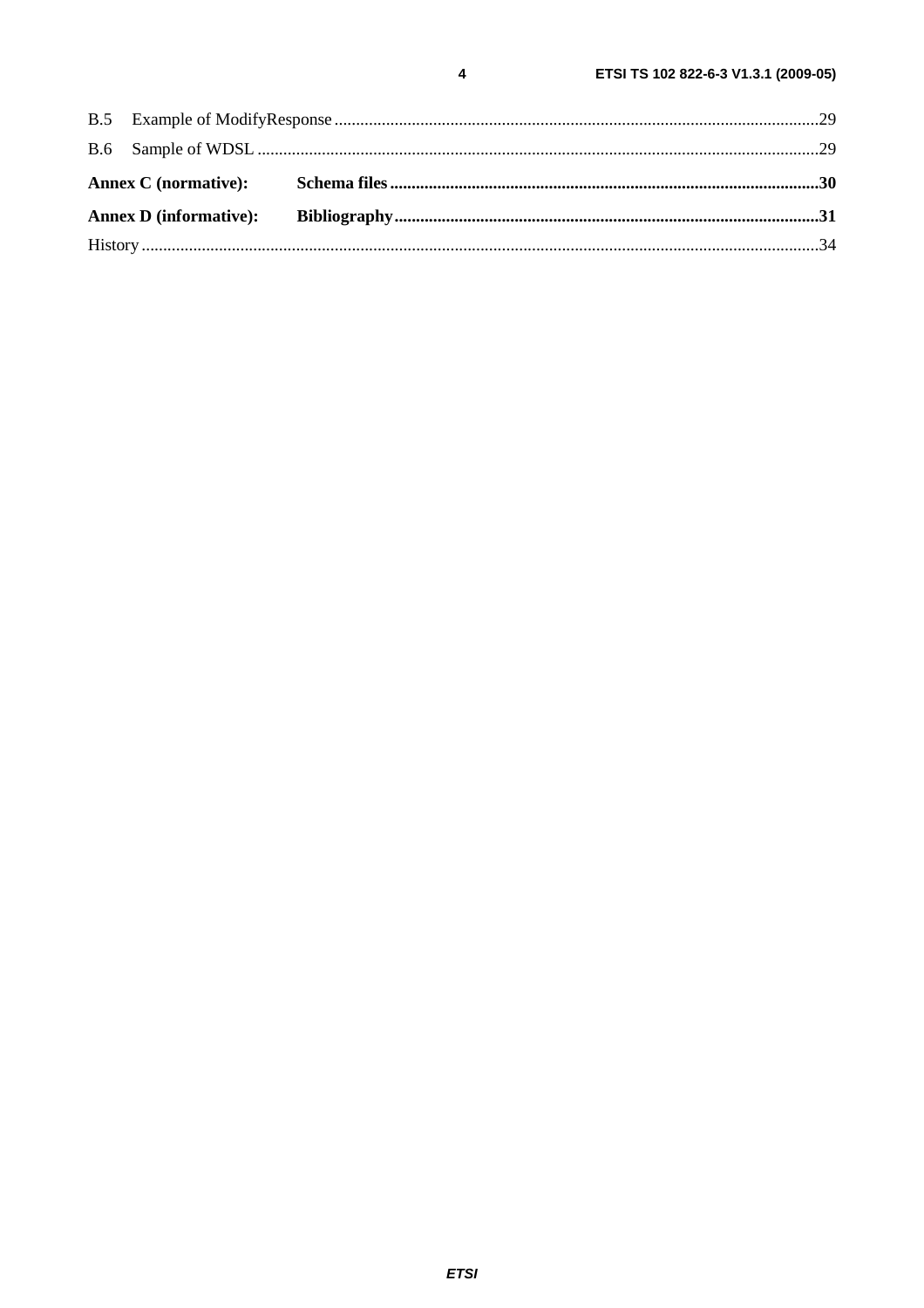B.5 Example of ModifyResponse ................................................................................................................29

B.6 Sample of WDSL ..................................................................................................................................29

**Annex C (normative): Schema files ....................................................................................................30**

**Annex D (informative): Bibliography...................................................................................................31**

History ............................................................................................................................................................34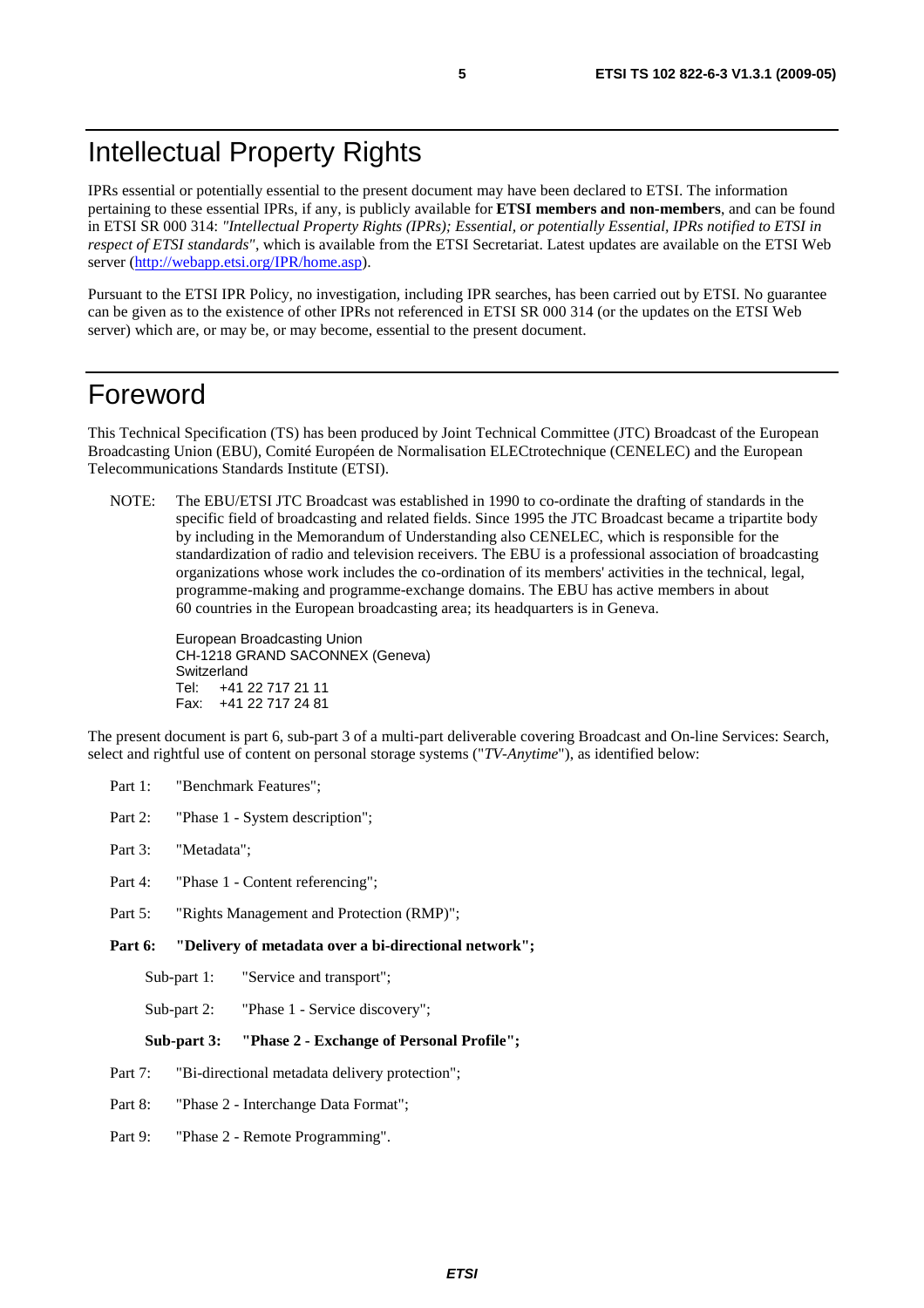# Intellectual Property Rights

IPRs essential or potentially essential to the present document may have been declared to ETSI. The information pertaining to these essential IPRs, if any, is publicly available for **ETSI members and non-members**, and can be found in ETSI SR 000 314: *"Intellectual Property Rights (IPRs); Essential, or potentially Essential, IPRs notified to ETSI in respect of ETSI standards"*, which is available from the ETSI Secretariat. Latest updates are available on the ETSI Web server (http://webapp.etsi.org/IPR/home.asp).

Pursuant to the ETSI IPR Policy, no investigation, including IPR searches, has been carried out by ETSI. No guarantee can be given as to the existence of other IPRs not referenced in ETSI SR 000 314 (or the updates on the ETSI Web server) which are, or may be, or may become, essential to the present document.

# Foreword

This Technical Specification (TS) has been produced by Joint Technical Committee (JTC) Broadcast of the European Broadcasting Union (EBU), Comité Européen de Normalisation ELECtrotechnique (CENELEC) and the European Telecommunications Standards Institute (ETSI).

NOTE: The EBU/ETSI JTC Broadcast was established in 1990 to co-ordinate the drafting of standards in the specific field of broadcasting and related fields. Since 1995 the JTC Broadcast became a tripartite body by including in the Memorandum of Understanding also CENELEC, which is responsible for the standardization of radio and television receivers. The EBU is a professional association of broadcasting organizations whose work includes the co-ordination of its members' activities in the technical, legal, programme-making and programme-exchange domains. The EBU has active members in about 60 countries in the European broadcasting area; its headquarters is in Geneva.

European Broadcasting Union
CH-1218 GRAND SACONNEX (Geneva)
Switzerland
Tel: +41 22 717 21 11
Fax: +41 22 717 24 81

The present document is part 6, sub-part 3 of a multi-part deliverable covering Broadcast and On-line Services: Search, select and rightful use of content on personal storage systems ("*TV-Anytime*"), as identified below:

- Part 1: "Benchmark Features";
- Part 2: "Phase 1 - System description";
- Part 3: "Metadata";
- Part 4: "Phase 1 - Content referencing";
- Part 5: "Rights Management and Protection (RMP)";
- **Part 6: "Delivery of metadata over a bi-directional network";**
  - Sub-part 1: "Service and transport";
  - Sub-part 2: "Phase 1 - Service discovery";
  - **Sub-part 3: "Phase 2 - Exchange of Personal Profile";**
- Part 7: "Bi-directional metadata delivery protection";
- Part 8: "Phase 2 - Interchange Data Format";
- Part 9: "Phase 2 - Remote Programming".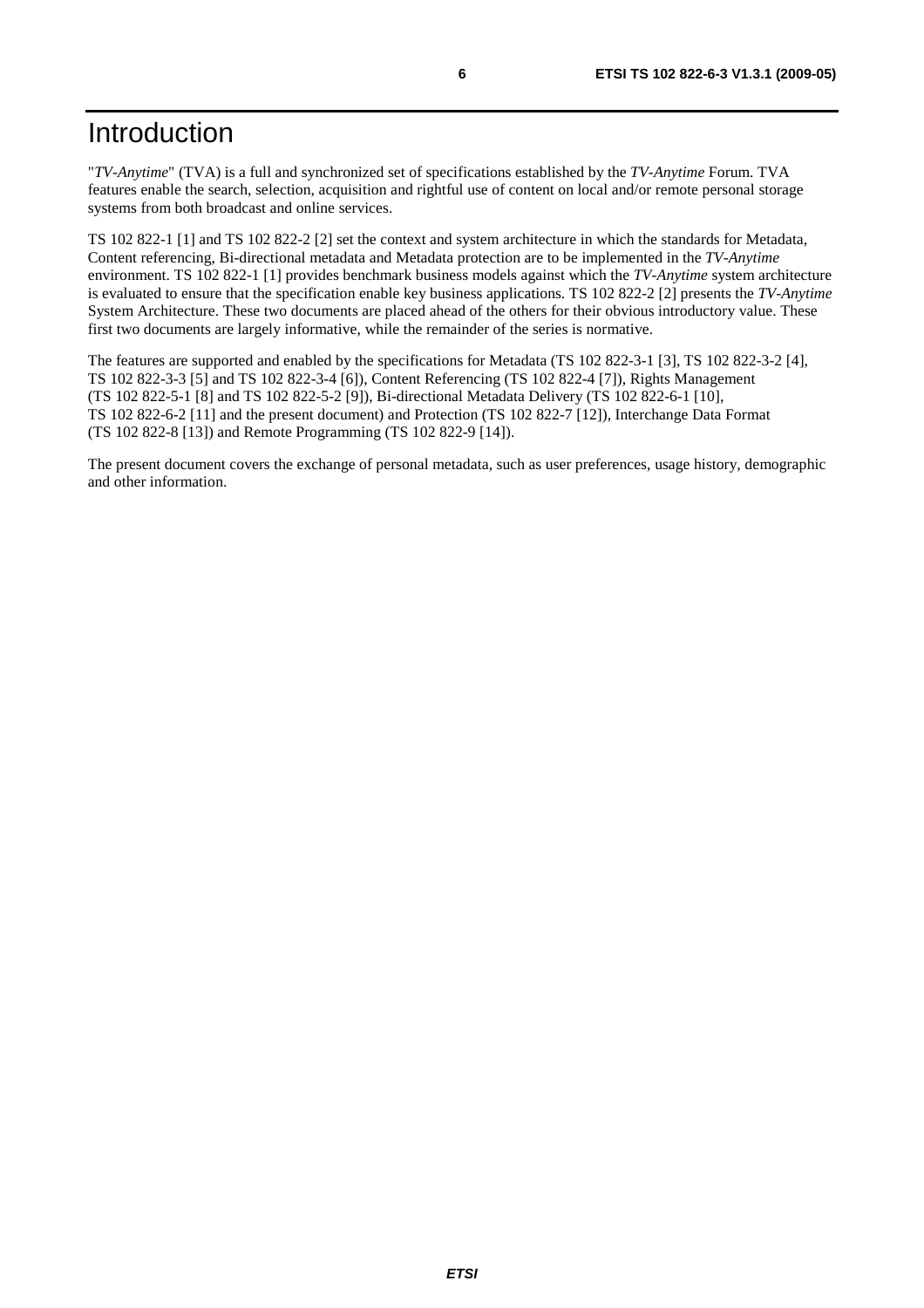# Introduction

"*TV-Anytime*" (TVA) is a full and synchronized set of specifications established by the *TV-Anytime* Forum. TVA features enable the search, selection, acquisition and rightful use of content on local and/or remote personal storage systems from both broadcast and online services.

TS 102 822-1 [1] and TS 102 822-2 [2] set the context and system architecture in which the standards for Metadata, Content referencing, Bi-directional metadata and Metadata protection are to be implemented in the *TV-Anytime* environment. TS 102 822-1 [1] provides benchmark business models against which the *TV-Anytime* system architecture is evaluated to ensure that the specification enable key business applications. TS 102 822-2 [2] presents the *TV-Anytime* System Architecture. These two documents are placed ahead of the others for their obvious introductory value. These first two documents are largely informative, while the remainder of the series is normative.

The features are supported and enabled by the specifications for Metadata (TS 102 822-3-1 [3], TS 102 822-3-2 [4], TS 102 822-3-3 [5] and TS 102 822-3-4 [6]), Content Referencing (TS 102 822-4 [7]), Rights Management (TS 102 822-5-1 [8] and TS 102 822-5-2 [9]), Bi-directional Metadata Delivery (TS 102 822-6-1 [10], TS 102 822-6-2 [11] and the present document) and Protection (TS 102 822-7 [12]), Interchange Data Format (TS 102 822-8 [13]) and Remote Programming (TS 102 822-9 [14]).

The present document covers the exchange of personal metadata, such as user preferences, usage history, demographic and other information.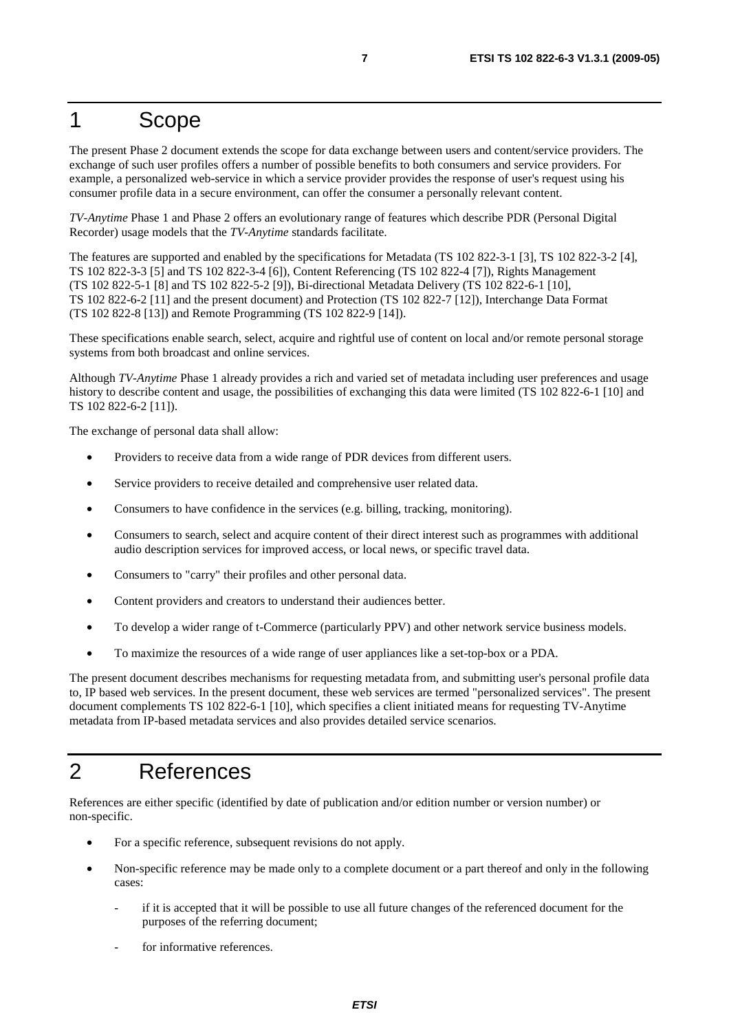# 1 Scope

The present Phase 2 document extends the scope for data exchange between users and content/service providers. The exchange of such user profiles offers a number of possible benefits to both consumers and service providers. For example, a personalized web-service in which a service provider provides the response of user's request using his consumer profile data in a secure environment, can offer the consumer a personally relevant content.

*TV-Anytime* Phase 1 and Phase 2 offers an evolutionary range of features which describe PDR (Personal Digital Recorder) usage models that the *TV-Anytime* standards facilitate.

The features are supported and enabled by the specifications for Metadata (TS 102 822-3-1 [3], TS 102 822-3-2 [4], TS 102 822-3-3 [5] and TS 102 822-3-4 [6]), Content Referencing (TS 102 822-4 [7]), Rights Management (TS 102 822-5-1 [8] and TS 102 822-5-2 [9]), Bi-directional Metadata Delivery (TS 102 822-6-1 [10], TS 102 822-6-2 [11] and the present document) and Protection (TS 102 822-7 [12]), Interchange Data Format (TS 102 822-8 [13]) and Remote Programming (TS 102 822-9 [14]).

These specifications enable search, select, acquire and rightful use of content on local and/or remote personal storage systems from both broadcast and online services.

Although *TV-Anytime* Phase 1 already provides a rich and varied set of metadata including user preferences and usage history to describe content and usage, the possibilities of exchanging this data were limited (TS 102 822-6-1 [10] and TS 102 822-6-2 [11]).

The exchange of personal data shall allow:

- Providers to receive data from a wide range of PDR devices from different users.
- Service providers to receive detailed and comprehensive user related data.
- Consumers to have confidence in the services (e.g. billing, tracking, monitoring).
- Consumers to search, select and acquire content of their direct interest such as programmes with additional audio description services for improved access, or local news, or specific travel data.
- Consumers to "carry" their profiles and other personal data.
- Content providers and creators to understand their audiences better.
- To develop a wider range of t-Commerce (particularly PPV) and other network service business models.
- To maximize the resources of a wide range of user appliances like a set-top-box or a PDA.

The present document describes mechanisms for requesting metadata from, and submitting user's personal profile data to, IP based web services. In the present document, these web services are termed "personalized services". The present document complements TS 102 822-6-1 [10], which specifies a client initiated means for requesting TV-Anytime metadata from IP-based metadata services and also provides detailed service scenarios.

# 2 References

References are either specific (identified by date of publication and/or edition number or version number) or non-specific.

- For a specific reference, subsequent revisions do not apply.
- Non-specific reference may be made only to a complete document or a part thereof and only in the following cases:
  - if it is accepted that it will be possible to use all future changes of the referenced document for the purposes of the referring document;
  - for informative references.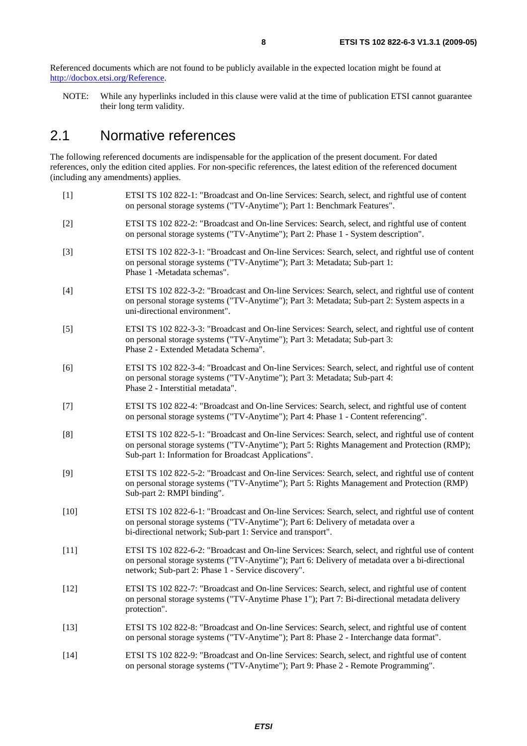Referenced documents which are not found to be publicly available in the expected location might be found at http://docbox.etsi.org/Reference.

NOTE: While any hyperlinks included in this clause were valid at the time of publication ETSI cannot guarantee their long term validity.

## 2.1 Normative references

The following referenced documents are indispensable for the application of the present document. For dated references, only the edition cited applies. For non-specific references, the latest edition of the referenced document (including any amendments) applies.

[1] ETSI TS 102 822-1: "Broadcast and On-line Services: Search, select, and rightful use of content on personal storage systems ("TV-Anytime"); Part 1: Benchmark Features".

[2] ETSI TS 102 822-2: "Broadcast and On-line Services: Search, select, and rightful use of content on personal storage systems ("TV-Anytime"); Part 2: Phase 1 - System description".

[3] ETSI TS 102 822-3-1: "Broadcast and On-line Services: Search, select, and rightful use of content on personal storage systems ("TV-Anytime"); Part 3: Metadata; Sub-part 1: Phase 1 -Metadata schemas".

[4] ETSI TS 102 822-3-2: "Broadcast and On-line Services: Search, select, and rightful use of content on personal storage systems ("TV-Anytime"); Part 3: Metadata; Sub-part 2: System aspects in a uni-directional environment".

[5] ETSI TS 102 822-3-3: "Broadcast and On-line Services: Search, select, and rightful use of content on personal storage systems ("TV-Anytime"); Part 3: Metadata; Sub-part 3: Phase 2 - Extended Metadata Schema".

[6] ETSI TS 102 822-3-4: "Broadcast and On-line Services: Search, select, and rightful use of content on personal storage systems ("TV-Anytime"); Part 3: Metadata; Sub-part 4: Phase 2 - Interstitial metadata".

[7] ETSI TS 102 822-4: "Broadcast and On-line Services: Search, select, and rightful use of content on personal storage systems ("TV-Anytime"); Part 4: Phase 1 - Content referencing".

[8] ETSI TS 102 822-5-1: "Broadcast and On-line Services: Search, select, and rightful use of content on personal storage systems ("TV-Anytime"); Part 5: Rights Management and Protection (RMP); Sub-part 1: Information for Broadcast Applications".

[9] ETSI TS 102 822-5-2: "Broadcast and On-line Services: Search, select, and rightful use of content on personal storage systems ("TV-Anytime"); Part 5: Rights Management and Protection (RMP) Sub-part 2: RMPI binding".

[10] ETSI TS 102 822-6-1: "Broadcast and On-line Services: Search, select, and rightful use of content on personal storage systems ("TV-Anytime"); Part 6: Delivery of metadata over a bi-directional network; Sub-part 1: Service and transport".

[11] ETSI TS 102 822-6-2: "Broadcast and On-line Services: Search, select, and rightful use of content on personal storage systems ("TV-Anytime"); Part 6: Delivery of metadata over a bi-directional network; Sub-part 2: Phase 1 - Service discovery".

[12] ETSI TS 102 822-7: "Broadcast and On-line Services: Search, select, and rightful use of content on personal storage systems ("TV-Anytime Phase 1"); Part 7: Bi-directional metadata delivery protection".

[13] ETSI TS 102 822-8: "Broadcast and On-line Services: Search, select, and rightful use of content on personal storage systems ("TV-Anytime"); Part 8: Phase 2 - Interchange data format".

[14] ETSI TS 102 822-9: "Broadcast and On-line Services: Search, select, and rightful use of content on personal storage systems ("TV-Anytime"); Part 9: Phase 2 - Remote Programming".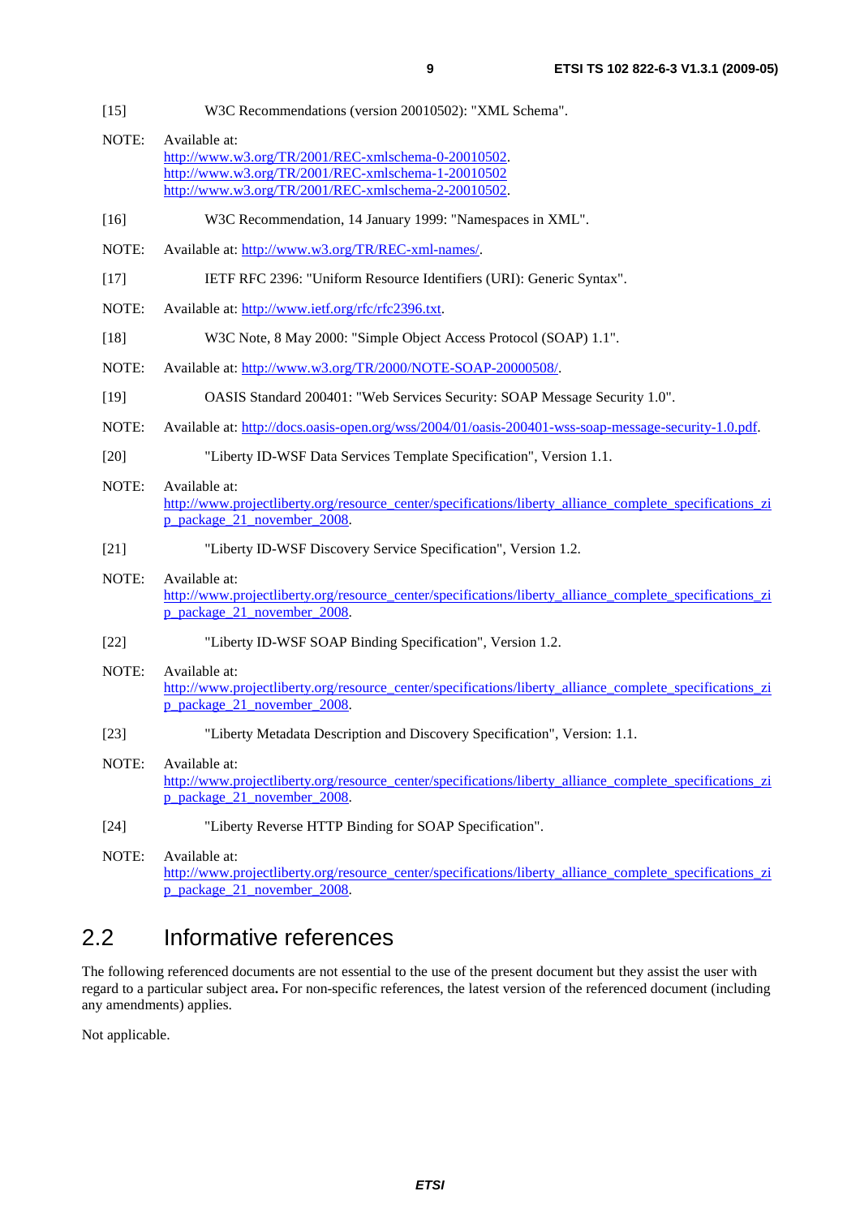[15] W3C Recommendations (version 20010502): "XML Schema".

NOTE: Available at:
http://www.w3.org/TR/2001/REC-xmlschema-0-20010502.
http://www.w3.org/TR/2001/REC-xmlschema-1-20010502
http://www.w3.org/TR/2001/REC-xmlschema-2-20010502.

[16] W3C Recommendation, 14 January 1999: "Namespaces in XML".

NOTE: Available at: http://www.w3.org/TR/REC-xml-names/.

[17] IETF RFC 2396: "Uniform Resource Identifiers (URI): Generic Syntax".

NOTE: Available at: http://www.ietf.org/rfc/rfc2396.txt.

[18] W3C Note, 8 May 2000: "Simple Object Access Protocol (SOAP) 1.1".

NOTE: Available at: http://www.w3.org/TR/2000/NOTE-SOAP-20000508/.

[19] OASIS Standard 200401: "Web Services Security: SOAP Message Security 1.0".

NOTE: Available at: http://docs.oasis-open.org/wss/2004/01/oasis-200401-wss-soap-message-security-1.0.pdf.

[20] "Liberty ID-WSF Data Services Template Specification", Version 1.1.

NOTE: Available at:
http://www.projectliberty.org/resource_center/specifications/liberty_alliance_complete_specifications_zip_package_21_november_2008.

[21] "Liberty ID-WSF Discovery Service Specification", Version 1.2.

NOTE: Available at:
http://www.projectliberty.org/resource_center/specifications/liberty_alliance_complete_specifications_zip_package_21_november_2008.

[22] "Liberty ID-WSF SOAP Binding Specification", Version 1.2.

NOTE: Available at:
http://www.projectliberty.org/resource_center/specifications/liberty_alliance_complete_specifications_zip_package_21_november_2008.

[23] "Liberty Metadata Description and Discovery Specification", Version: 1.1.

NOTE: Available at:
http://www.projectliberty.org/resource_center/specifications/liberty_alliance_complete_specifications_zip_package_21_november_2008.

[24] "Liberty Reverse HTTP Binding for SOAP Specification".

NOTE: Available at:
http://www.projectliberty.org/resource_center/specifications/liberty_alliance_complete_specifications_zip_package_21_november_2008.

## 2.2 Informative references

The following referenced documents are not essential to the use of the present document but they assist the user with regard to a particular subject area**.** For non-specific references, the latest version of the referenced document (including any amendments) applies.

Not applicable.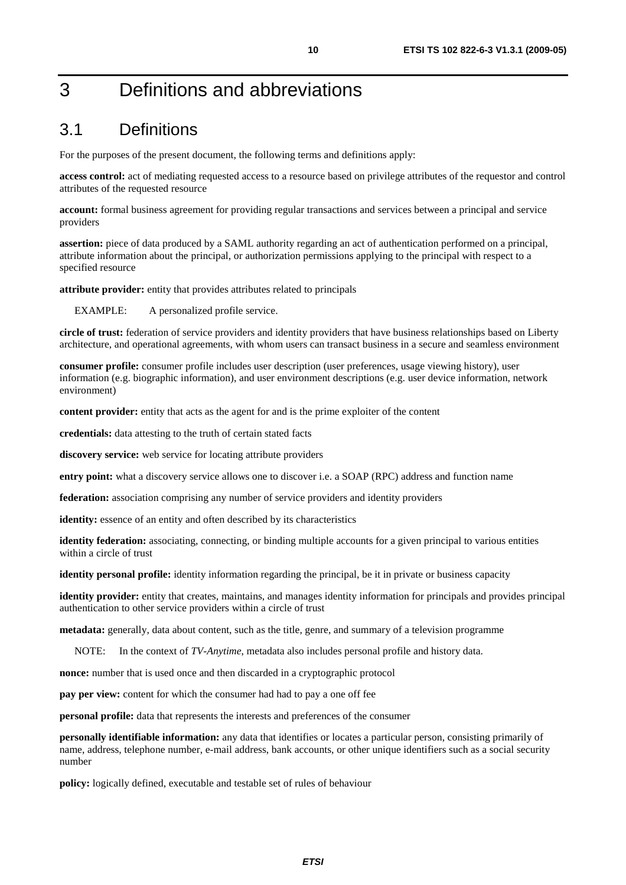# 3 Definitions and abbreviations

## 3.1 Definitions

For the purposes of the present document, the following terms and definitions apply:

**access control:** act of mediating requested access to a resource based on privilege attributes of the requestor and control attributes of the requested resource

**account:** formal business agreement for providing regular transactions and services between a principal and service providers

**assertion:** piece of data produced by a SAML authority regarding an act of authentication performed on a principal, attribute information about the principal, or authorization permissions applying to the principal with respect to a specified resource

**attribute provider:** entity that provides attributes related to principals

EXAMPLE: A personalized profile service.

**circle of trust:** federation of service providers and identity providers that have business relationships based on Liberty architecture, and operational agreements, with whom users can transact business in a secure and seamless environment

**consumer profile:** consumer profile includes user description (user preferences, usage viewing history), user information (e.g. biographic information), and user environment descriptions (e.g. user device information, network environment)

**content provider:** entity that acts as the agent for and is the prime exploiter of the content

**credentials:** data attesting to the truth of certain stated facts

**discovery service:** web service for locating attribute providers

**entry point:** what a discovery service allows one to discover i.e. a SOAP (RPC) address and function name

**federation:** association comprising any number of service providers and identity providers

**identity:** essence of an entity and often described by its characteristics

**identity federation:** associating, connecting, or binding multiple accounts for a given principal to various entities within a circle of trust

**identity personal profile:** identity information regarding the principal, be it in private or business capacity

**identity provider:** entity that creates, maintains, and manages identity information for principals and provides principal authentication to other service providers within a circle of trust

**metadata:** generally, data about content, such as the title, genre, and summary of a television programme

NOTE: In the context of *TV-Anytime*, metadata also includes personal profile and history data.

**nonce:** number that is used once and then discarded in a cryptographic protocol

**pay per view:** content for which the consumer had had to pay a one off fee

**personal profile:** data that represents the interests and preferences of the consumer

**personally identifiable information:** any data that identifies or locates a particular person, consisting primarily of name, address, telephone number, e-mail address, bank accounts, or other unique identifiers such as a social security number

**policy:** logically defined, executable and testable set of rules of behaviour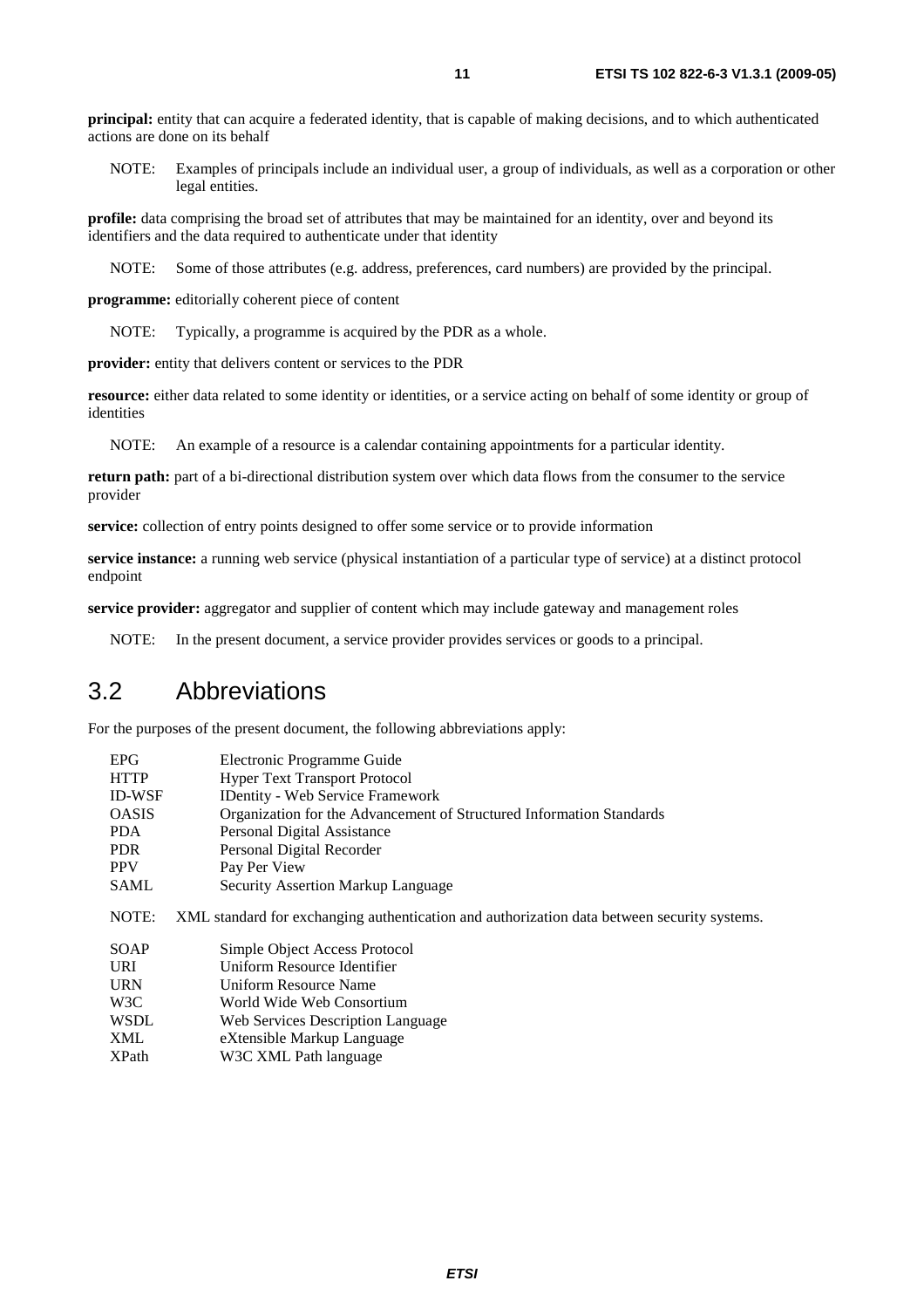**principal:** entity that can acquire a federated identity, that is capable of making decisions, and to which authenticated actions are done on its behalf

NOTE: Examples of principals include an individual user, a group of individuals, as well as a corporation or other legal entities.

**profile:** data comprising the broad set of attributes that may be maintained for an identity, over and beyond its identifiers and the data required to authenticate under that identity

NOTE: Some of those attributes (e.g. address, preferences, card numbers) are provided by the principal.

**programme:** editorially coherent piece of content

NOTE: Typically, a programme is acquired by the PDR as a whole.

**provider:** entity that delivers content or services to the PDR

**resource:** either data related to some identity or identities, or a service acting on behalf of some identity or group of identities

NOTE: An example of a resource is a calendar containing appointments for a particular identity.

**return path:** part of a bi-directional distribution system over which data flows from the consumer to the service provider

**service:** collection of entry points designed to offer some service or to provide information

**service instance:** a running web service (physical instantiation of a particular type of service) at a distinct protocol endpoint

**service provider:** aggregator and supplier of content which may include gateway and management roles

NOTE: In the present document, a service provider provides services or goods to a principal.

## 3.2 Abbreviations

For the purposes of the present document, the following abbreviations apply:

| | |
|---|---|
| EPG | Electronic Programme Guide |
| HTTP | Hyper Text Transport Protocol |
| ID-WSF | IDentity - Web Service Framework |
| OASIS | Organization for the Advancement of Structured Information Standards |
| PDA | Personal Digital Assistance |
| PDR | Personal Digital Recorder |
| PPV | Pay Per View |
| SAML | Security Assertion Markup Language |

NOTE: XML standard for exchanging authentication and authorization data between security systems.

| | |
|---|---|
| SOAP | Simple Object Access Protocol |
| URI | Uniform Resource Identifier |
| URN | Uniform Resource Name |
| W3C | World Wide Web Consortium |
| WSDL | Web Services Description Language |
| XML | eXtensible Markup Language |
| XPath | W3C XML Path language |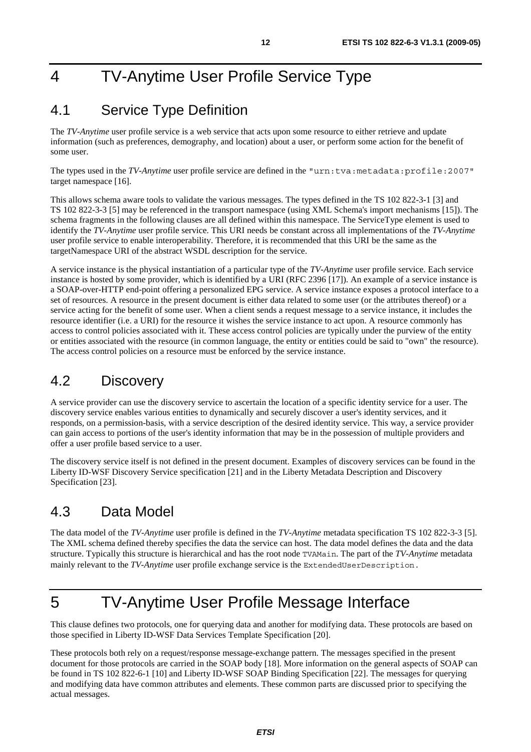# 4 TV-Anytime User Profile Service Type

## 4.1 Service Type Definition

The *TV-Anytime* user profile service is a web service that acts upon some resource to either retrieve and update information (such as preferences, demography, and location) about a user, or perform some action for the benefit of some user.

The types used in the *TV-Anytime* user profile service are defined in the `"urn:tva:metadata:profile:2007"` target namespace [16].

This allows schema aware tools to validate the various messages. The types defined in the TS 102 822-3-1 [3] and TS 102 822-3-3 [5] may be referenced in the transport namespace (using XML Schema's import mechanisms [15]). The schema fragments in the following clauses are all defined within this namespace. The ServiceType element is used to identify the *TV-Anytime* user profile service. This URI needs be constant across all implementations of the *TV-Anytime* user profile service to enable interoperability. Therefore, it is recommended that this URI be the same as the targetNamespace URI of the abstract WSDL description for the service.

A service instance is the physical instantiation of a particular type of the *TV-Anytime* user profile service. Each service instance is hosted by some provider, which is identified by a URI (RFC 2396 [17]). An example of a service instance is a SOAP-over-HTTP end-point offering a personalized EPG service. A service instance exposes a protocol interface to a set of resources. A resource in the present document is either data related to some user (or the attributes thereof) or a service acting for the benefit of some user. When a client sends a request message to a service instance, it includes the resource identifier (i.e. a URI) for the resource it wishes the service instance to act upon. A resource commonly has access to control policies associated with it. These access control policies are typically under the purview of the entity or entities associated with the resource (in common language, the entity or entities could be said to "own" the resource). The access control policies on a resource must be enforced by the service instance.

## 4.2 Discovery

A service provider can use the discovery service to ascertain the location of a specific identity service for a user. The discovery service enables various entities to dynamically and securely discover a user's identity services, and it responds, on a permission-basis, with a service description of the desired identity service. This way, a service provider can gain access to portions of the user's identity information that may be in the possession of multiple providers and offer a user profile based service to a user.

The discovery service itself is not defined in the present document. Examples of discovery services can be found in the Liberty ID-WSF Discovery Service specification [21] and in the Liberty Metadata Description and Discovery Specification [23].

## 4.3 Data Model

The data model of the *TV-Anytime* user profile is defined in the *TV-Anytime* metadata specification TS 102 822-3-3 [5]. The XML schema defined thereby specifies the data the service can host. The data model defines the data and the data structure. Typically this structure is hierarchical and has the root node `TVAMain`. The part of the *TV-Anytime* metadata mainly relevant to the *TV-Anytime* user profile exchange service is the `ExtendedUserDescription`.

# 5 TV-Anytime User Profile Message Interface

This clause defines two protocols, one for querying data and another for modifying data. These protocols are based on those specified in Liberty ID-WSF Data Services Template Specification [20].

These protocols both rely on a request/response message-exchange pattern. The messages specified in the present document for those protocols are carried in the SOAP body [18]. More information on the general aspects of SOAP can be found in TS 102 822-6-1 [10] and Liberty ID-WSF SOAP Binding Specification [22]. The messages for querying and modifying data have common attributes and elements. These common parts are discussed prior to specifying the actual messages.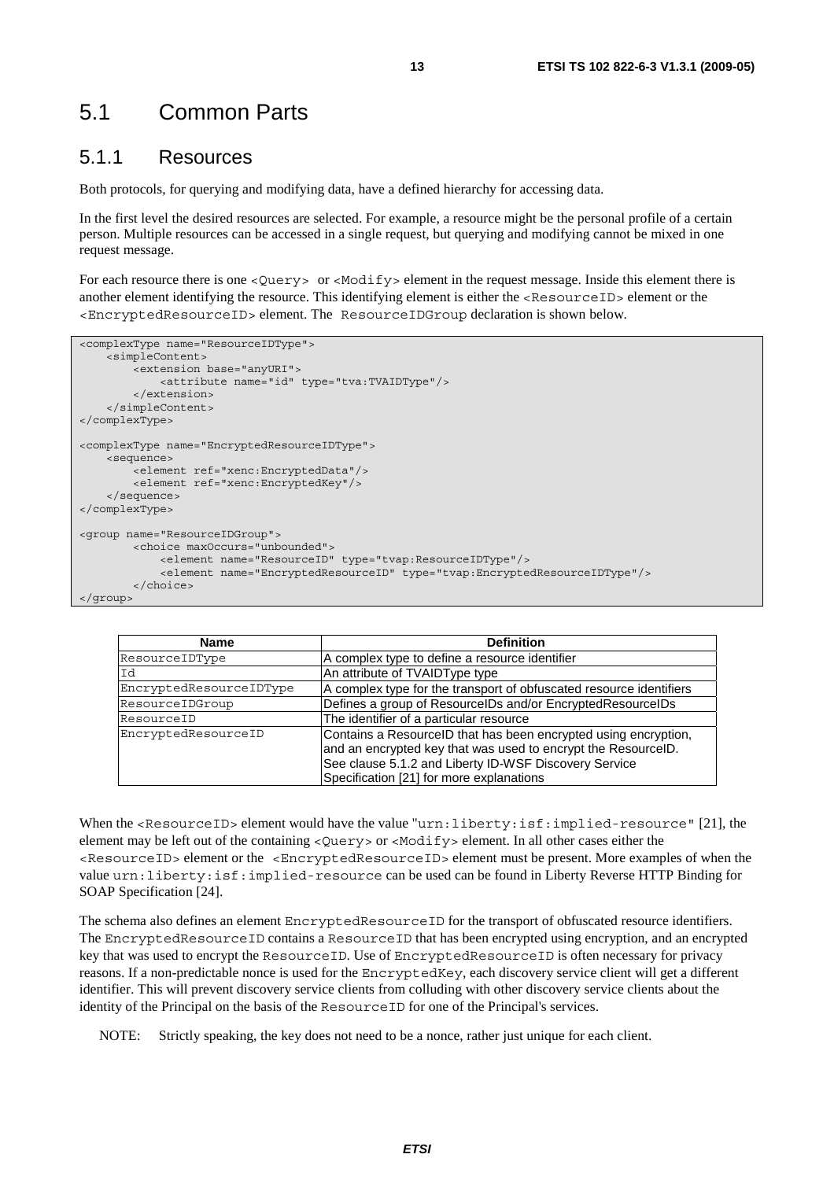## 5.1 Common Parts

### 5.1.1 Resources

Both protocols, for querying and modifying data, have a defined hierarchy for accessing data.

In the first level the desired resources are selected. For example, a resource might be the personal profile of a certain person. Multiple resources can be accessed in a single request, but querying and modifying cannot be mixed in one request message.

For each resource there is one `<Query>` or `<Modify>` element in the request message. Inside this element there is another element identifying the resource. This identifying element is either the `<ResourceID>` element or the `<EncryptedResourceID>` element. The `ResourceIDGroup` declaration is shown below.

```
<complexType name="ResourceIDType">
    <simpleContent>
        <extension base="anyURI">
            <attribute name="id" type="tva:TVAIDType"/>
        </extension>
    </simpleContent>
</complexType>

<complexType name="EncryptedResourceIDType">
    <sequence>
        <element ref="xenc:EncryptedData"/>
        <element ref="xenc:EncryptedKey"/>
    </sequence>
</complexType>

<group name="ResourceIDGroup">
        <choice maxOccurs="unbounded">
            <element name="ResourceID" type="tvap:ResourceIDType"/>
            <element name="EncryptedResourceID" type="tvap:EncryptedResourceIDType"/>
        </choice>
</group>
```

| Name | Definition |
|---|---|
| ResourceIDType | A complex type to define a resource identifier |
| Id | An attribute of TVAIDType type |
| EncryptedResourceIDType | A complex type for the transport of obfuscated resource identifiers |
| ResourceIDGroup | Defines a group of ResourceIDs and/or EncryptedResourceIDs |
| ResourceID | The identifier of a particular resource |
| EncryptedResourceID | Contains a ResourceID that has been encrypted using encryption, and an encrypted key that was used to encrypt the ResourceID. See clause 5.1.2 and Liberty ID-WSF Discovery Service Specification [21] for more explanations |

When the `<ResourceID>` element would have the value "`urn:liberty:isf:implied-resource`" [21], the element may be left out of the containing `<Query>` or `<Modify>` element. In all other cases either the `<ResourceID>` element or the `<EncryptedResourceID>` element must be present. More examples of when the value `urn:liberty:isf:implied-resource` can be used can be found in Liberty Reverse HTTP Binding for SOAP Specification [24].

The schema also defines an element `EncryptedResourceID` for the transport of obfuscated resource identifiers. The `EncryptedResourceID` contains a `ResourceID` that has been encrypted using encryption, and an encrypted key that was used to encrypt the `ResourceID`. Use of `EncryptedResourceID` is often necessary for privacy reasons. If a non-predictable nonce is used for the `EncryptedKey`, each discovery service client will get a different identifier. This will prevent discovery service clients from colluding with other discovery service clients about the identity of the Principal on the basis of the `ResourceID` for one of the Principal's services.

NOTE: Strictly speaking, the key does not need to be a nonce, rather just unique for each client.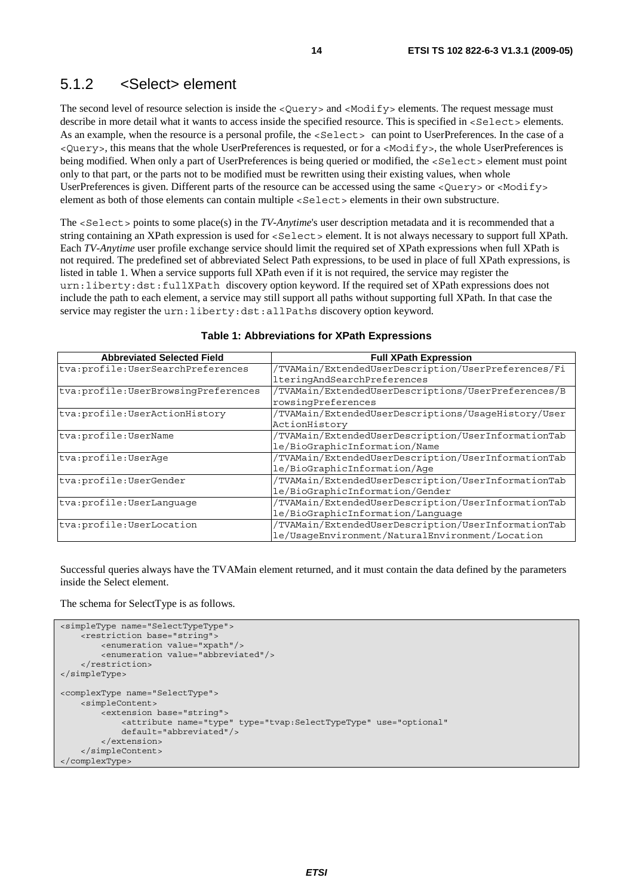### 5.1.2 <Select> element

The second level of resource selection is inside the `<Query>` and `<Modify>` elements. The request message must describe in more detail what it wants to access inside the specified resource. This is specified in `<Select>` elements. As an example, when the resource is a personal profile, the `<Select>` can point to UserPreferences. In the case of a `<Query>`, this means that the whole UserPreferences is requested, or for a `<Modify>`, the whole UserPreferences is being modified. When only a part of UserPreferences is being queried or modified, the `<Select>` element must point only to that part, or the parts not to be modified must be rewritten using their existing values, when whole UserPreferences is given. Different parts of the resource can be accessed using the same `<Query>` or `<Modify>` element as both of those elements can contain multiple `<Select>` elements in their own substructure.

The `<Select>` points to some place(s) in the *TV-Anytime*'s user description metadata and it is recommended that a string containing an XPath expression is used for `<Select>` element. It is not always necessary to support full XPath. Each *TV-Anytime* user profile exchange service should limit the required set of XPath expressions when full XPath is not required. The predefined set of abbreviated Select Path expressions, to be used in place of full XPath expressions, is listed in table 1. When a service supports full XPath even if it is not required, the service may register the `urn:liberty:dst:fullXPath` discovery option keyword. If the required set of XPath expressions does not include the path to each element, a service may still support all paths without supporting full XPath. In that case the service may register the `urn:liberty:dst:allPaths` discovery option keyword.

**Table 1: Abbreviations for XPath Expressions**

| Abbreviated Selected Field | Full XPath Expression |
|---|---|
| tva:profile:UserSearchPreferences | /TVAMain/ExtendedUserDescription/UserPreferences/FilteringAndSearchPreferences |
| tva:profile:UserBrowsingPreferences | /TVAMain/ExtendedUserDescriptions/UserPreferences/BrowsingPreferences |
| tva:profile:UserActionHistory | /TVAMain/ExtendedUserDescriptions/UsageHistory/UserActionHistory |
| tva:profile:UserName | /TVAMain/ExtendedUserDescription/UserInformationTable/BioGraphicInformation/Name |
| tva:profile:UserAge | /TVAMain/ExtendedUserDescription/UserInformationTable/BioGraphicInformation/Age |
| tva:profile:UserGender | /TVAMain/ExtendedUserDescription/UserInformationTable/BioGraphicInformation/Gender |
| tva:profile:UserLanguage | /TVAMain/ExtendedUserDescription/UserInformationTable/BioGraphicInformation/Language |
| tva:profile:UserLocation | /TVAMain/ExtendedUserDescription/UserInformationTable/UsageEnvironment/NaturalEnvironment/Location |

Successful queries always have the TVAMain element returned, and it must contain the data defined by the parameters inside the Select element.

The schema for SelectType is as follows.

```
<simpleType name="SelectTypeType">
    <restriction base="string">
        <enumeration value="xpath"/>
        <enumeration value="abbreviated"/>
    </restriction>
</simpleType>

<complexType name="SelectType">
    <simpleContent>
        <extension base="string">
            <attribute name="type" type="tvap:SelectTypeType" use="optional"
            default="abbreviated"/>
        </extension>
    </simpleContent>
</complexType>
```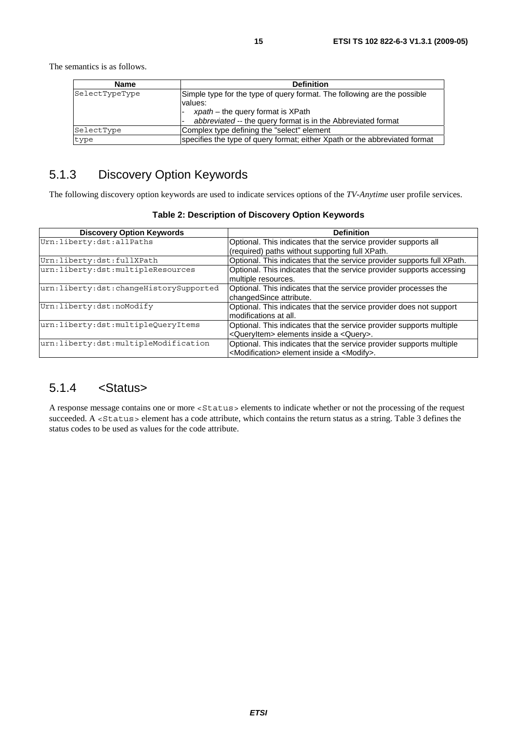The semantics is as follows.

| Name | Definition |
| --- | --- |
| SelectTypeType | Simple type for the type of query format. The following are the possible values:<br>- *xpath* – the query format is XPath<br>- *abbreviated* -- the query format is in the Abbreviated format |
| SelectType | Complex type defining the "select" element |
| type | specifies the type of query format; either Xpath or the abbreviated format |

## 5.1.3 Discovery Option Keywords

The following discovery option keywords are used to indicate services options of the *TV-Anytime* user profile services.

**Table 2: Description of Discovery Option Keywords**

| Discovery Option Keywords | Definition |
| --- | --- |
| Urn:liberty:dst:allPaths | Optional. This indicates that the service provider supports all (required) paths without supporting full XPath. |
| Urn:liberty:dst:fullXPath | Optional. This indicates that the service provider supports full XPath. |
| urn:liberty:dst:multipleResources | Optional. This indicates that the service provider supports accessing multiple resources. |
| urn:liberty:dst:changeHistorySupported | Optional. This indicates that the service provider processes the changedSince attribute. |
| Urn:liberty:dst:noModify | Optional. This indicates that the service provider does not support modifications at all. |
| urn:liberty:dst:multipleQueryItems | Optional. This indicates that the service provider supports multiple <QueryItem> elements inside a <Query>. |
| urn:liberty:dst:multipleModification | Optional. This indicates that the service provider supports multiple <Modification> element inside a <Modify>. |

## 5.1.4 <Status>

A response message contains one or more <Status> elements to indicate whether or not the processing of the request succeeded. A <Status> element has a code attribute, which contains the return status as a string. Table 3 defines the status codes to be used as values for the code attribute.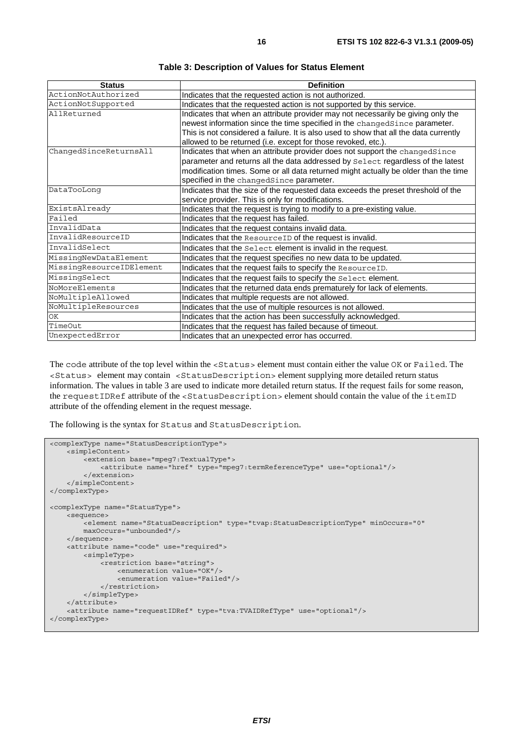**Table 3: Description of Values for Status Element**

| Status | Definition |
| --- | --- |
| ActionNotAuthorized | Indicates that the requested action is not authorized. |
| ActionNotSupported | Indicates that the requested action is not supported by this service. |
| AllReturned | Indicates that when an attribute provider may not necessarily be giving only the newest information since the time specified in the changedSince parameter. This is not considered a failure. It is also used to show that all the data currently allowed to be returned (i.e. except for those revoked, etc.). |
| ChangedSinceReturnsAll | Indicates that when an attribute provider does not support the changedSince parameter and returns all the data addressed by Select regardless of the latest modification times. Some or all data returned might actually be older than the time specified in the changedSince parameter. |
| DataTooLong | Indicates that the size of the requested data exceeds the preset threshold of the service provider. This is only for modifications. |
| ExistsAlready | Indicates that the request is trying to modify to a pre-existing value. |
| Failed | Indicates that the request has failed. |
| InvalidData | Indicates that the request contains invalid data. |
| InvalidResourceID | Indicates that the ResourceID of the request is invalid. |
| InvalidSelect | Indicates that the Select element is invalid in the request. |
| MissingNewDataElement | Indicates that the request specifies no new data to be updated. |
| MissingResourceIDElement | Indicates that the request fails to specify the ResourceID. |
| MissingSelect | Indicates that the request fails to specify the Select element. |
| NoMoreElements | Indicates that the returned data ends prematurely for lack of elements. |
| NoMultipleAllowed | Indicates that multiple requests are not allowed. |
| NoMultipleResources | Indicates that the use of multiple resources is not allowed. |
| OK | Indicates that the action has been successfully acknowledged. |
| TimeOut | Indicates that the request has failed because of timeout. |
| UnexpectedError | Indicates that an unexpected error has occurred. |

The code attribute of the top level within the <Status> element must contain either the value OK or Failed. The <Status> element may contain <StatusDescription> element supplying more detailed return status information. The values in table 3 are used to indicate more detailed return status. If the request fails for some reason, the requestIDRef attribute of the <StatusDescription> element should contain the value of the itemID attribute of the offending element in the request message.

The following is the syntax for Status and StatusDescription.

```
<complexType name="StatusDescriptionType">
    <simpleContent>
        <extension base="mpeg7:TextualType">
            <attribute name="href" type="mpeg7:termReferenceType" use="optional"/>
        </extension>
    </simpleContent>
</complexType>

<complexType name="StatusType">
    <sequence>
        <element name="StatusDescription" type="tvap:StatusDescriptionType" minOccurs="0"
        maxOccurs="unbounded"/>
    </sequence>
    <attribute name="code" use="required">
        <simpleType>
            <restriction base="string">
                <enumeration value="OK"/>
                <enumeration value="Failed"/>
            </restriction>
        </simpleType>
    </attribute>
    <attribute name="requestIDRef" type="tva:TVAIDRefType" use="optional"/>
</complexType>
```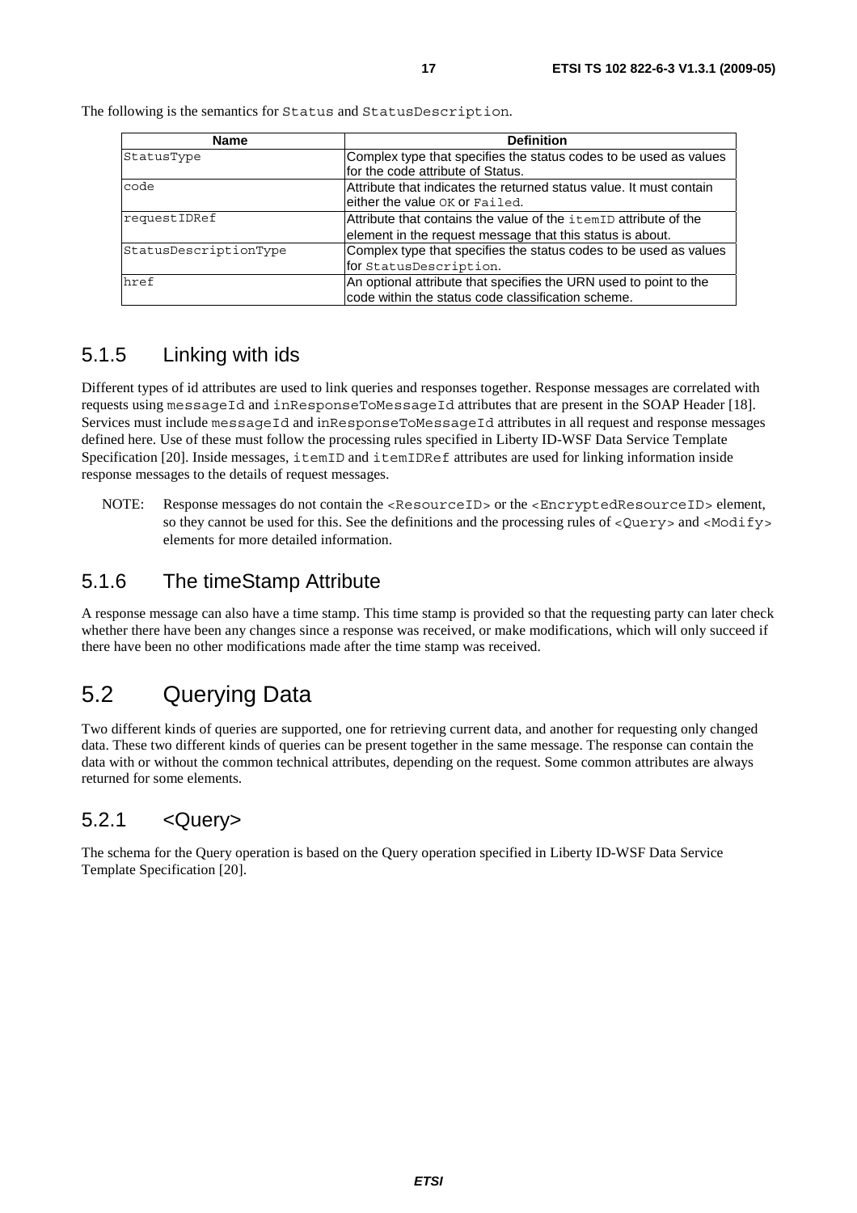The following is the semantics for Status and StatusDescription.

| Name | Definition |
| --- | --- |
| StatusType | Complex type that specifies the status codes to be used as values for the code attribute of Status. |
| code | Attribute that indicates the returned status value. It must contain either the value OK or Failed. |
| requestIDRef | Attribute that contains the value of the itemID attribute of the element in the request message that this status is about. |
| StatusDescriptionType | Complex type that specifies the status codes to be used as values for StatusDescription. |
| href | An optional attribute that specifies the URN used to point to the code within the status code classification scheme. |

### 5.1.5 Linking with ids

Different types of id attributes are used to link queries and responses together. Response messages are correlated with requests using messageId and inResponseToMessageId attributes that are present in the SOAP Header [18]. Services must include messageId and inResponseToMessageId attributes in all request and response messages defined here. Use of these must follow the processing rules specified in Liberty ID-WSF Data Service Template Specification [20]. Inside messages, itemID and itemIDRef attributes are used for linking information inside response messages to the details of request messages.

NOTE: Response messages do not contain the <ResourceID> or the <EncryptedResourceID> element, so they cannot be used for this. See the definitions and the processing rules of <Query> and <Modify> elements for more detailed information.

### 5.1.6 The timeStamp Attribute

A response message can also have a time stamp. This time stamp is provided so that the requesting party can later check whether there have been any changes since a response was received, or make modifications, which will only succeed if there have been no other modifications made after the time stamp was received.

## 5.2 Querying Data

Two different kinds of queries are supported, one for retrieving current data, and another for requesting only changed data. These two different kinds of queries can be present together in the same message. The response can contain the data with or without the common technical attributes, depending on the request. Some common attributes are always returned for some elements.

### 5.2.1 <Query>

The schema for the Query operation is based on the Query operation specified in Liberty ID-WSF Data Service Template Specification [20].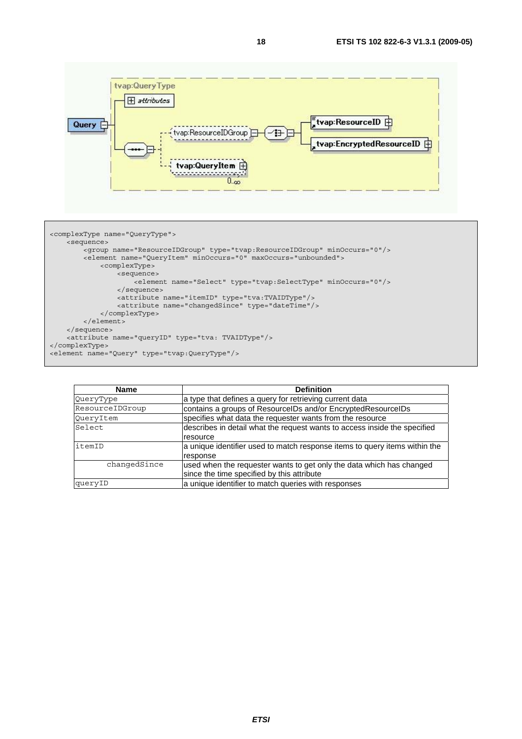```
<complexType name="QueryType">
    <sequence>
        <group name="ResourceIDGroup" type="tvap:ResourceIDGroup" minOccurs="0"/>
        <element name="QueryItem" minOccurs="0" maxOccurs="unbounded">
            <complexType>
                <sequence>
                    <element name="Select" type="tvap:SelectType" minOccurs="0"/>
                </sequence>
                <attribute name="itemID" type="tva:TVAIDType"/>
                <attribute name="changedSince" type="dateTime"/>
            </complexType>
        </element>
    </sequence>
    <attribute name="queryID" type="tva: TVAIDType"/>
</complexType>
<element name="Query" type="tvap:QueryType"/>
```

| Name | Definition |
|---|---|
| QueryType | a type that defines a query for retrieving current data |
| ResourceIDGroup | contains a groups of ResourceIDs and/or EncryptedResourceIDs |
| QueryItem | specifies what data the requester wants from the resource |
| Select | describes in detail what the request wants to access inside the specified resource |
| itemID | a unique identifier used to match response items to query items within the response |
| changedSince | used when the requester wants to get only the data which has changed since the time specified by this attribute |
| queryID | a unique identifier to match queries with responses |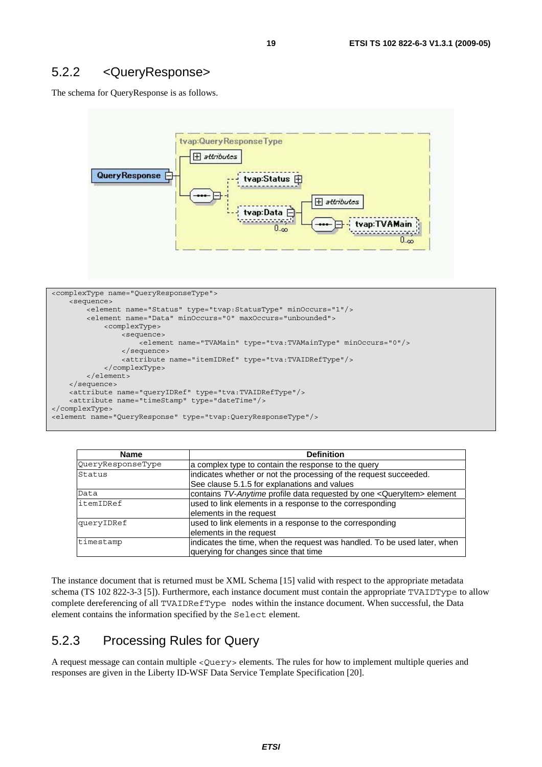## 5.2.2 <QueryResponse>

The schema for QueryResponse is as follows.

```
<complexType name="QueryResponseType">
    <sequence>
        <element name="Status" type="tvap:StatusType" minOccurs="1"/>
        <element name="Data" minOccurs="0" maxOccurs="unbounded">
            <complexType>
                <sequence>
                    <element name="TVAMain" type="tva:TVAMainType" minOccurs="0"/>
                </sequence>
                <attribute name="itemIDRef" type="tva:TVAIDRefType"/>
            </complexType>
        </element>
    </sequence>
    <attribute name="queryIDRef" type="tva:TVAIDRefType"/>
    <attribute name="timeStamp" type="dateTime"/>
</complexType>
<element name="QueryResponse" type="tvap:QueryResponseType"/>
```

| Name | Definition |
|---|---|
| QueryResponseType | a complex type to contain the response to the query |
| Status | indicates whether or not the processing of the request succeeded. See clause 5.1.5 for explanations and values |
| Data | contains *TV-Anytime* profile data requested by one <QueryItem> element |
| itemIDRef | used to link elements in a response to the corresponding elements in the request |
| queryIDRef | used to link elements in a response to the corresponding elements in the request |
| timestamp | indicates the time, when the request was handled. To be used later, when querying for changes since that time |

The instance document that is returned must be XML Schema [15] valid with respect to the appropriate metadata schema (TS 102 822-3-3 [5]). Furthermore, each instance document must contain the appropriate TVAIDType to allow complete dereferencing of all TVAIDRefType nodes within the instance document. When successful, the Data element contains the information specified by the Select element.

## 5.2.3 Processing Rules for Query

A request message can contain multiple <Query> elements. The rules for how to implement multiple queries and responses are given in the Liberty ID-WSF Data Service Template Specification [20].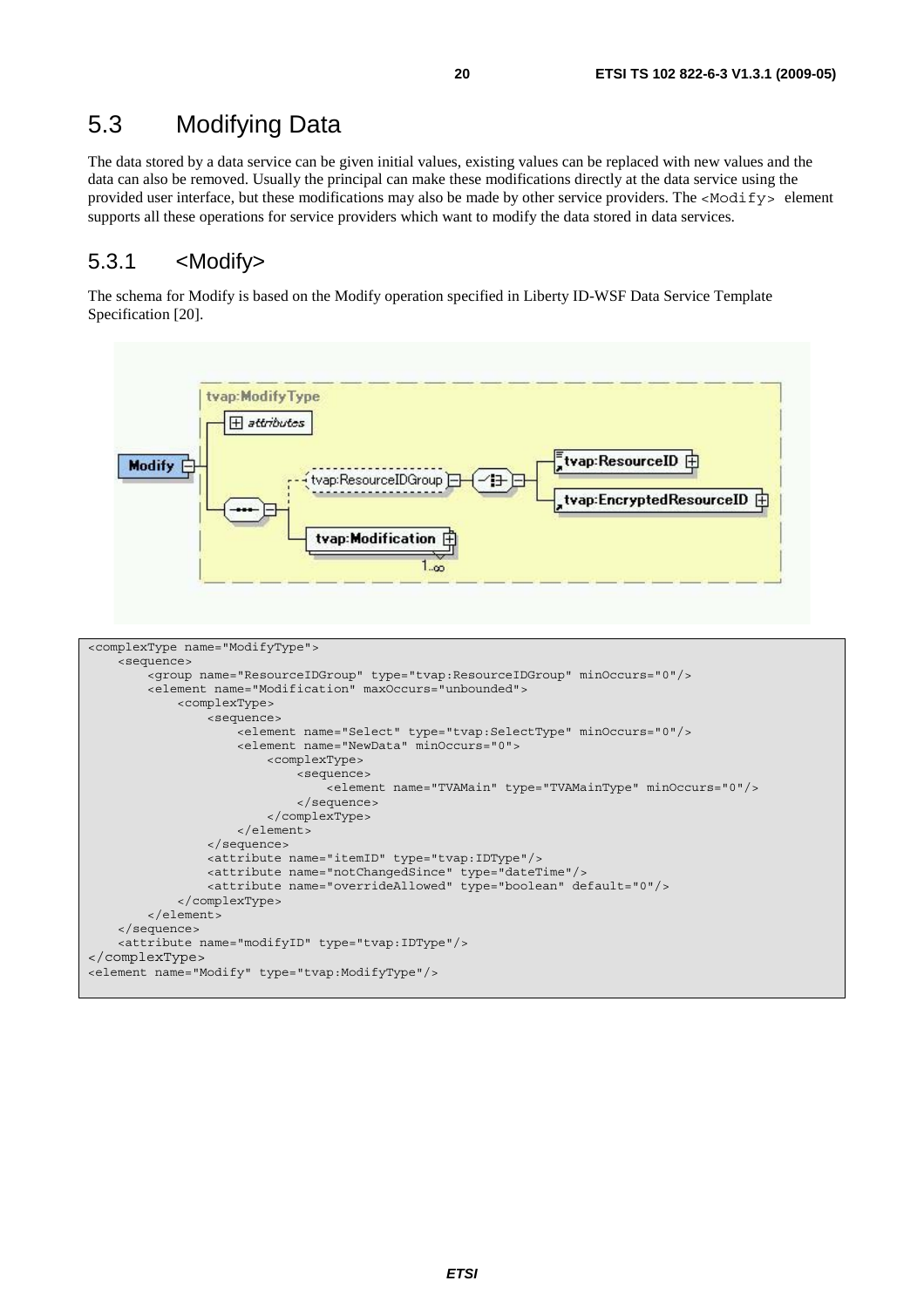## 5.3 Modifying Data

The data stored by a data service can be given initial values, existing values can be replaced with new values and the data can also be removed. Usually the principal can make these modifications directly at the data service using the provided user interface, but these modifications may also be made by other service providers. The `<Modify>` element supports all these operations for service providers which want to modify the data stored in data services.

### 5.3.1 <Modify>

The schema for Modify is based on the Modify operation specified in Liberty ID-WSF Data Service Template Specification [20].

```
<complexType name="ModifyType">
    <sequence>
        <group name="ResourceIDGroup" type="tvap:ResourceIDGroup" minOccurs="0"/>
        <element name="Modification" maxOccurs="unbounded">
            <complexType>
                <sequence>
                    <element name="Select" type="tvap:SelectType" minOccurs="0"/>
                    <element name="NewData" minOccurs="0">
                        <complexType>
                            <sequence>
                                <element name="TVAMain" type="TVAMainType" minOccurs="0"/>
                            </sequence>
                        </complexType>
                    </element>
                </sequence>
                <attribute name="itemID" type="tvap:IDType"/>
                <attribute name="notChangedSince" type="dateTime"/>
                <attribute name="overrideAllowed" type="boolean" default="0"/>
            </complexType>
        </element>
    </sequence>
    <attribute name="modifyID" type="tvap:IDType"/>
</complexType>
<element name="Modify" type="tvap:ModifyType"/>
```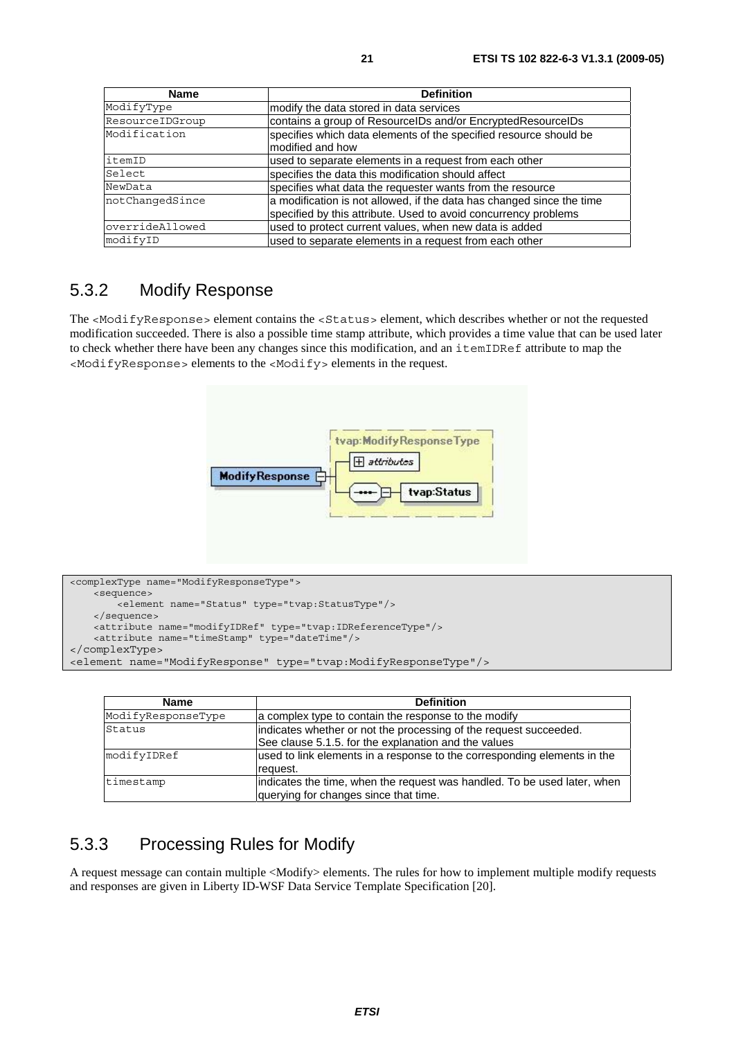| Name | Definition |
| --- | --- |
| ModifyType | modify the data stored in data services |
| ResourceIDGroup | contains a group of ResourceIDs and/or EncryptedResourceIDs |
| Modification | specifies which data elements of the specified resource should be modified and how |
| itemID | used to separate elements in a request from each other |
| Select | specifies the data this modification should affect |
| NewData | specifies what data the requester wants from the resource |
| notChangedSince | a modification is not allowed, if the data has changed since the time specified by this attribute. Used to avoid concurrency problems |
| overrideAllowed | used to protect current values, when new data is added |
| modifyID | used to separate elements in a request from each other |

## 5.3.2 Modify Response

The <ModifyResponse> element contains the <Status> element, which describes whether or not the requested modification succeeded. There is also a possible time stamp attribute, which provides a time value that can be used later to check whether there have been any changes since this modification, and an itemIDRef attribute to map the <ModifyResponse> elements to the <Modify> elements in the request.

```
<complexType name="ModifyResponseType">
    <sequence>
        <element name="Status" type="tvap:StatusType"/>
    </sequence>
    <attribute name="modifyIDRef" type="tvap:IDReferenceType"/>
    <attribute name="timeStamp" type="dateTime"/>
</complexType>
<element name="ModifyResponse" type="tvap:ModifyResponseType"/>
```

| Name | Definition |
| --- | --- |
| ModifyResponseType | a complex type to contain the response to the modify |
| Status | indicates whether or not the processing of the request succeeded. See clause 5.1.5. for the explanation and the values |
| modifyIDRef | used to link elements in a response to the corresponding elements in the request. |
| timestamp | indicates the time, when the request was handled. To be used later, when querying for changes since that time. |

## 5.3.3 Processing Rules for Modify

A request message can contain multiple <Modify> elements. The rules for how to implement multiple modify requests and responses are given in Liberty ID-WSF Data Service Template Specification [20].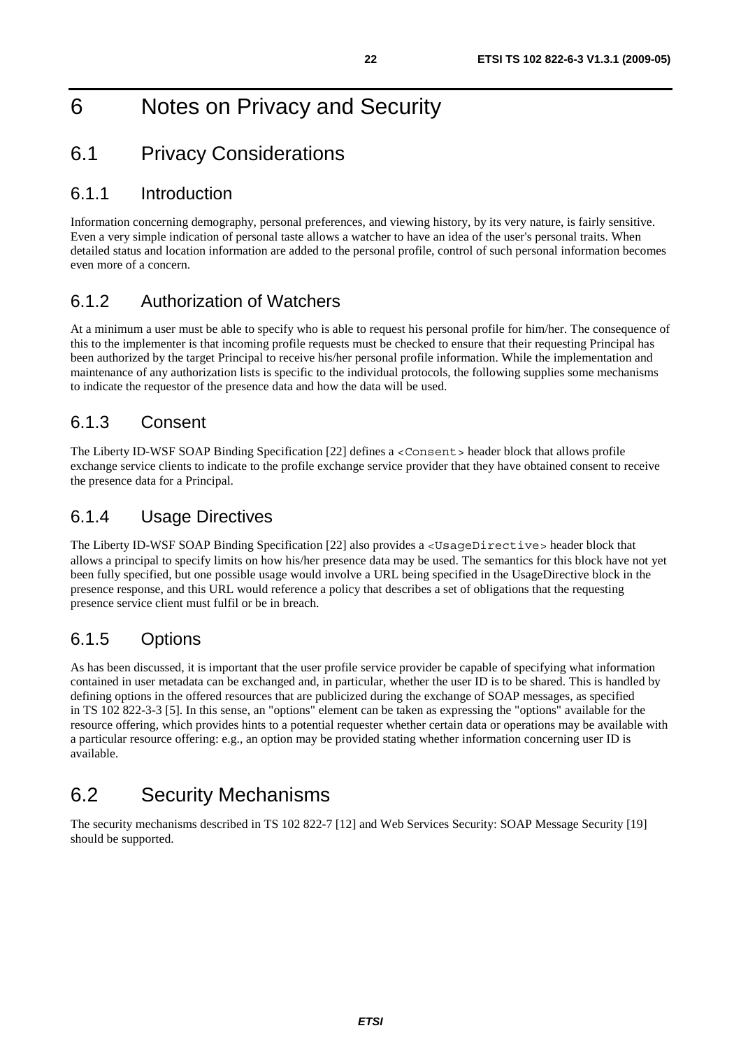// Header/footer omitted.
# 6 Notes on Privacy and Security

## 6.1 Privacy Considerations

### 6.1.1 Introduction

Information concerning demography, personal preferences, and viewing history, by its very nature, is fairly sensitive. Even a very simple indication of personal taste allows a watcher to have an idea of the user's personal traits. When detailed status and location information are added to the personal profile, control of such personal information becomes even more of a concern.

### 6.1.2 Authorization of Watchers

At a minimum a user must be able to specify who is able to request his personal profile for him/her. The consequence of this to the implementer is that incoming profile requests must be checked to ensure that their requesting Principal has been authorized by the target Principal to receive his/her personal profile information. While the implementation and maintenance of any authorization lists is specific to the individual protocols, the following supplies some mechanisms to indicate the requestor of the presence data and how the data will be used.

### 6.1.3 Consent

The Liberty ID-WSF SOAP Binding Specification [22] defines a `<Consent>` header block that allows profile exchange service clients to indicate to the profile exchange service provider that they have obtained consent to receive the presence data for a Principal.

### 6.1.4 Usage Directives

The Liberty ID-WSF SOAP Binding Specification [22] also provides a `<UsageDirective>` header block that allows a principal to specify limits on how his/her presence data may be used. The semantics for this block have not yet been fully specified, but one possible usage would involve a URL being specified in the UsageDirective block in the presence response, and this URL would reference a policy that describes a set of obligations that the requesting presence service client must fulfil or be in breach.

### 6.1.5 Options

As has been discussed, it is important that the user profile service provider be capable of specifying what information contained in user metadata can be exchanged and, in particular, whether the user ID is to be shared. This is handled by defining options in the offered resources that are publicized during the exchange of SOAP messages, as specified in TS 102 822-3-3 [5]. In this sense, an "options" element can be taken as expressing the "options" available for the resource offering, which provides hints to a potential requester whether certain data or operations may be available with a particular resource offering: e.g., an option may be provided stating whether information concerning user ID is available.

## 6.2 Security Mechanisms

The security mechanisms described in TS 102 822-7 [12] and Web Services Security: SOAP Message Security [19] should be supported.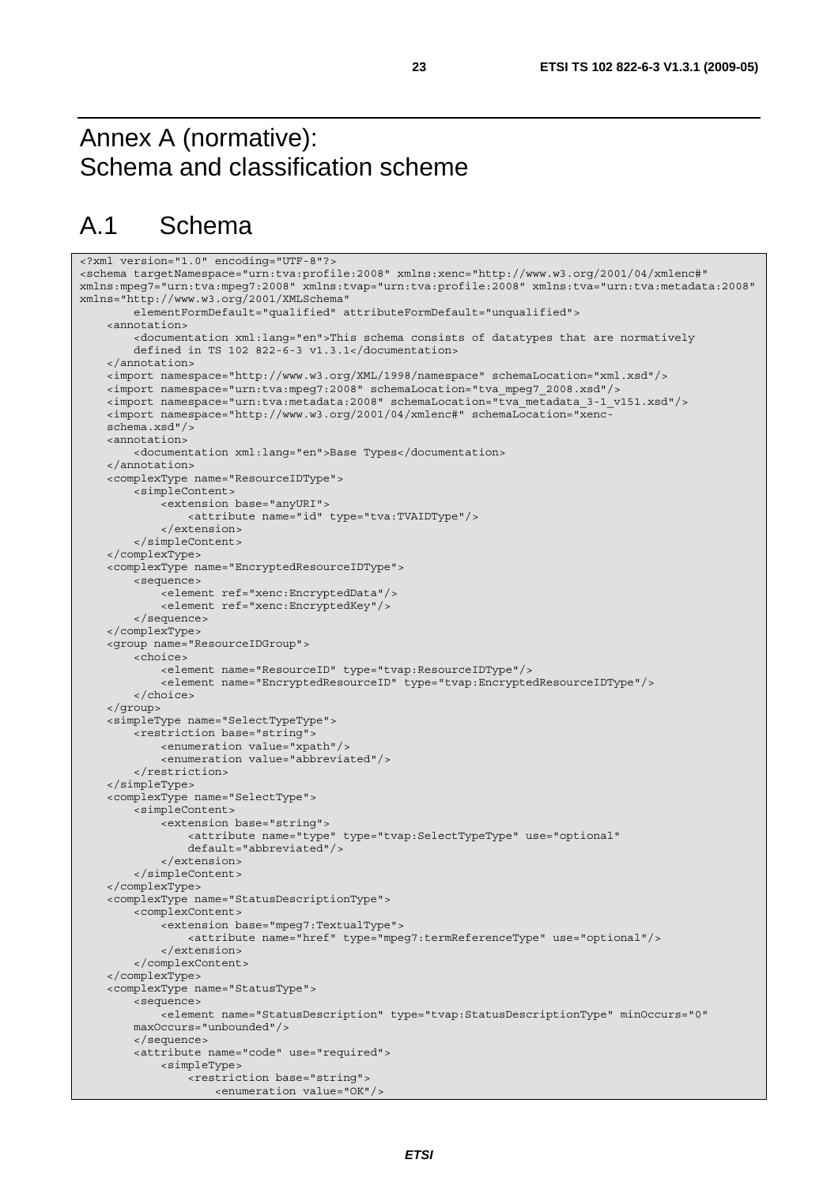# Annex A (normative): Schema and classification scheme

## A.1 Schema

```
<?xml version="1.0" encoding="UTF-8"?>
<schema targetNamespace="urn:tva:profile:2008" xmlns:xenc="http://www.w3.org/2001/04/xmlenc#"
xmlns:mpeg7="urn:tva:mpeg7:2008" xmlns:tvap="urn:tva:profile:2008" xmlns:tva="urn:tva:metadata:2008"
xmlns="http://www.w3.org/2001/XMLSchema"
        elementFormDefault="qualified" attributeFormDefault="unqualified">
    <annotation>
        <documentation xml:lang="en">This schema consists of datatypes that are normatively
        defined in TS 102 822-6-3 v1.3.1</documentation>
    </annotation>
    <import namespace="http://www.w3.org/XML/1998/namespace" schemaLocation="xml.xsd"/>
    <import namespace="urn:tva:mpeg7:2008" schemaLocation="tva_mpeg7_2008.xsd"/>
    <import namespace="urn:tva:metadata:2008" schemaLocation="tva_metadata_3-1_v151.xsd"/>
    <import namespace="http://www.w3.org/2001/04/xmlenc#" schemaLocation="xenc-
    schema.xsd"/>
    <annotation>
        <documentation xml:lang="en">Base Types</documentation>
    </annotation>
    <complexType name="ResourceIDType">
        <simpleContent>
            <extension base="anyURI">
                <attribute name="id" type="tva:TVAIDType"/>
            </extension>
        </simpleContent>
    </complexType>
    <complexType name="EncryptedResourceIDType">
        <sequence>
            <element ref="xenc:EncryptedData"/>
            <element ref="xenc:EncryptedKey"/>
        </sequence>
    </complexType>
    <group name="ResourceIDGroup">
        <choice>
            <element name="ResourceID" type="tvap:ResourceIDType"/>
            <element name="EncryptedResourceID" type="tvap:EncryptedResourceIDType"/>
        </choice>
    </group>
    <simpleType name="SelectTypeType">
        <restriction base="string">
            <enumeration value="xpath"/>
            <enumeration value="abbreviated"/>
        </restriction>
    </simpleType>
    <complexType name="SelectType">
        <simpleContent>
            <extension base="string">
                <attribute name="type" type="tvap:SelectTypeType" use="optional"
                default="abbreviated"/>
            </extension>
        </simpleContent>
    </complexType>
    <complexType name="StatusDescriptionType">
        <complexContent>
            <extension base="mpeg7:TextualType">
                <attribute name="href" type="mpeg7:termReferenceType" use="optional"/>
            </extension>
        </complexContent>
    </complexType>
    <complexType name="StatusType">
        <sequence>
            <element name="StatusDescription" type="tvap:StatusDescriptionType" minOccurs="0"
        maxOccurs="unbounded"/>
        </sequence>
        <attribute name="code" use="required">
            <simpleType>
                <restriction base="string">
                    <enumeration value="OK"/>
```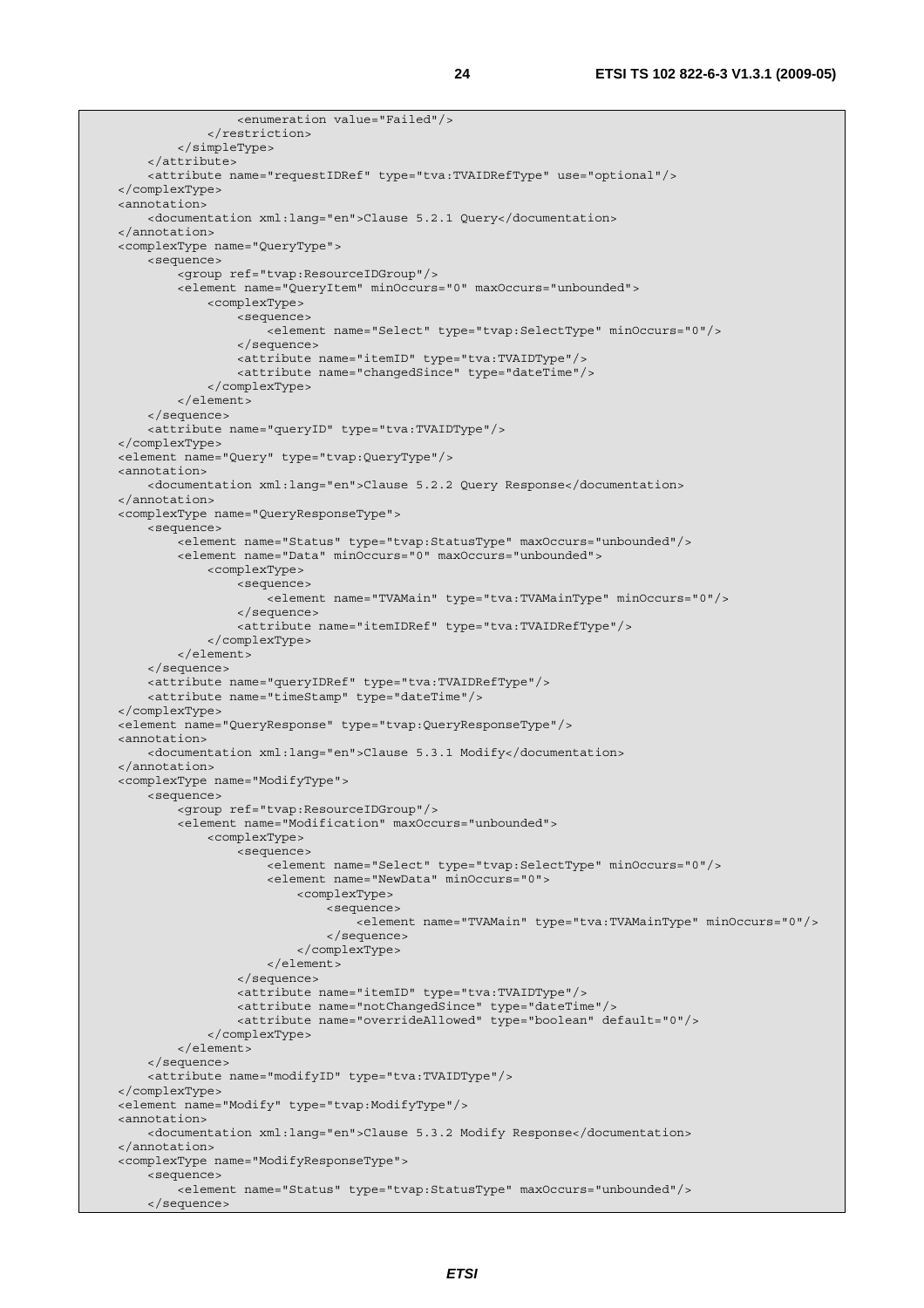```
                <enumeration value="Failed"/>
            </restriction>
        </simpleType>
    </attribute>
    <attribute name="requestIDRef" type="tva:TVAIDRefType" use="optional"/>
</complexType>
<annotation>
    <documentation xml:lang="en">Clause 5.2.1 Query</documentation>
</annotation>
<complexType name="QueryType">
    <sequence>
        <group ref="tvap:ResourceIDGroup"/>
        <element name="QueryItem" minOccurs="0" maxOccurs="unbounded">
            <complexType>
                <sequence>
                    <element name="Select" type="tvap:SelectType" minOccurs="0"/>
                </sequence>
                <attribute name="itemID" type="tva:TVAIDType"/>
                <attribute name="changedSince" type="dateTime"/>
            </complexType>
        </element>
    </sequence>
    <attribute name="queryID" type="tva:TVAIDType"/>
</complexType>
<element name="Query" type="tvap:QueryType"/>
<annotation>
    <documentation xml:lang="en">Clause 5.2.2 Query Response</documentation>
</annotation>
<complexType name="QueryResponseType">
    <sequence>
        <element name="Status" type="tvap:StatusType" maxOccurs="unbounded"/>
        <element name="Data" minOccurs="0" maxOccurs="unbounded">
            <complexType>
                <sequence>
                    <element name="TVAMain" type="tva:TVAMainType" minOccurs="0"/>
                </sequence>
                <attribute name="itemIDRef" type="tva:TVAIDRefType"/>
            </complexType>
        </element>
    </sequence>
    <attribute name="queryIDRef" type="tva:TVAIDRefType"/>
    <attribute name="timeStamp" type="dateTime"/>
</complexType>
<element name="QueryResponse" type="tvap:QueryResponseType"/>
<annotation>
    <documentation xml:lang="en">Clause 5.3.1 Modify</documentation>
</annotation>
<complexType name="ModifyType">
    <sequence>
        <group ref="tvap:ResourceIDGroup"/>
        <element name="Modification" maxOccurs="unbounded">
            <complexType>
                <sequence>
                    <element name="Select" type="tvap:SelectType" minOccurs="0"/>
                    <element name="NewData" minOccurs="0">
                        <complexType>
                            <sequence>
                                <element name="TVAMain" type="tva:TVAMainType" minOccurs="0"/>
                            </sequence>
                        </complexType>
                    </element>
                </sequence>
                <attribute name="itemID" type="tva:TVAIDType"/>
                <attribute name="notChangedSince" type="dateTime"/>
                <attribute name="overrideAllowed" type="boolean" default="0"/>
            </complexType>
        </element>
    </sequence>
    <attribute name="modifyID" type="tva:TVAIDType"/>
</complexType>
<element name="Modify" type="tvap:ModifyType"/>
<annotation>
    <documentation xml:lang="en">Clause 5.3.2 Modify Response</documentation>
</annotation>
<complexType name="ModifyResponseType">
    <sequence>
        <element name="Status" type="tvap:StatusType" maxOccurs="unbounded"/>
    </sequence>
```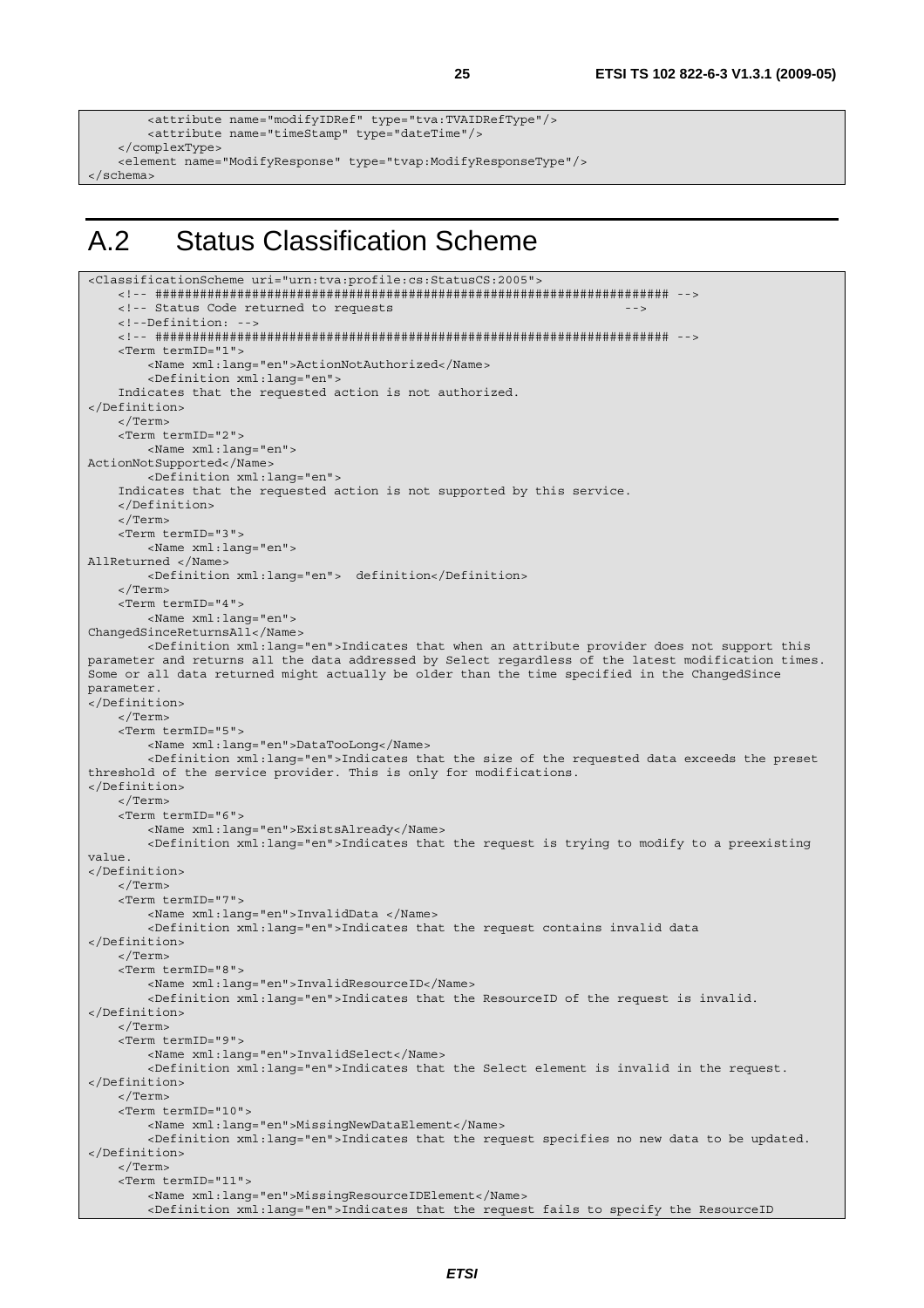```
        <attribute name="modifyIDRef" type="tva:TVAIDRefType"/>
        <attribute name="timeStamp" type="dateTime"/>
    </complexType>
    <element name="ModifyResponse" type="tvap:ModifyResponseType"/>
</schema>
```

# A.2 Status Classification Scheme

```
<ClassificationScheme uri="urn:tva:profile:cs:StatusCS:2005">
    <!-- ##################################################################### -->
    <!-- Status Code returned to requests                                    -->
    <!--Definition: -->
    <!-- ##################################################################### -->
    <Term termID="1">
        <Name xml:lang="en">ActionNotAuthorized</Name>
        <Definition xml:lang="en">
    Indicates that the requested action is not authorized.
</Definition>
    </Term>
    <Term termID="2">
        <Name xml:lang="en">
ActionNotSupported</Name>
        <Definition xml:lang="en">
    Indicates that the requested action is not supported by this service.
    </Definition>
    </Term>
    <Term termID="3">
        <Name xml:lang="en">
AllReturned </Name>
        <Definition xml:lang="en">  definition</Definition>
    </Term>
    <Term termID="4">
        <Name xml:lang="en">
ChangedSinceReturnsAll</Name>
        <Definition xml:lang="en">Indicates that when an attribute provider does not support this
parameter and returns all the data addressed by Select regardless of the latest modification times.
Some or all data returned might actually be older than the time specified in the ChangedSince
parameter.
</Definition>
    </Term>
    <Term termID="5">
        <Name xml:lang="en">DataTooLong</Name>
        <Definition xml:lang="en">Indicates that the size of the requested data exceeds the preset
threshold of the service provider. This is only for modifications.
</Definition>
    </Term>
    <Term termID="6">
        <Name xml:lang="en">ExistsAlready</Name>
        <Definition xml:lang="en">Indicates that the request is trying to modify to a preexisting
value.
</Definition>
    </Term>
    <Term termID="7">
        <Name xml:lang="en">InvalidData </Name>
        <Definition xml:lang="en">Indicates that the request contains invalid data
</Definition>
    </Term>
    <Term termID="8">
        <Name xml:lang="en">InvalidResourceID</Name>
        <Definition xml:lang="en">Indicates that the ResourceID of the request is invalid.
</Definition>
    </Term>
    <Term termID="9">
        <Name xml:lang="en">InvalidSelect</Name>
        <Definition xml:lang="en">Indicates that the Select element is invalid in the request.
</Definition>
    </Term>
    <Term termID="10">
        <Name xml:lang="en">MissingNewDataElement</Name>
        <Definition xml:lang="en">Indicates that the request specifies no new data to be updated.
</Definition>
    </Term>
    <Term termID="11">
        <Name xml:lang="en">MissingResourceIDElement</Name>
        <Definition xml:lang="en">Indicates that the request fails to specify the ResourceID
```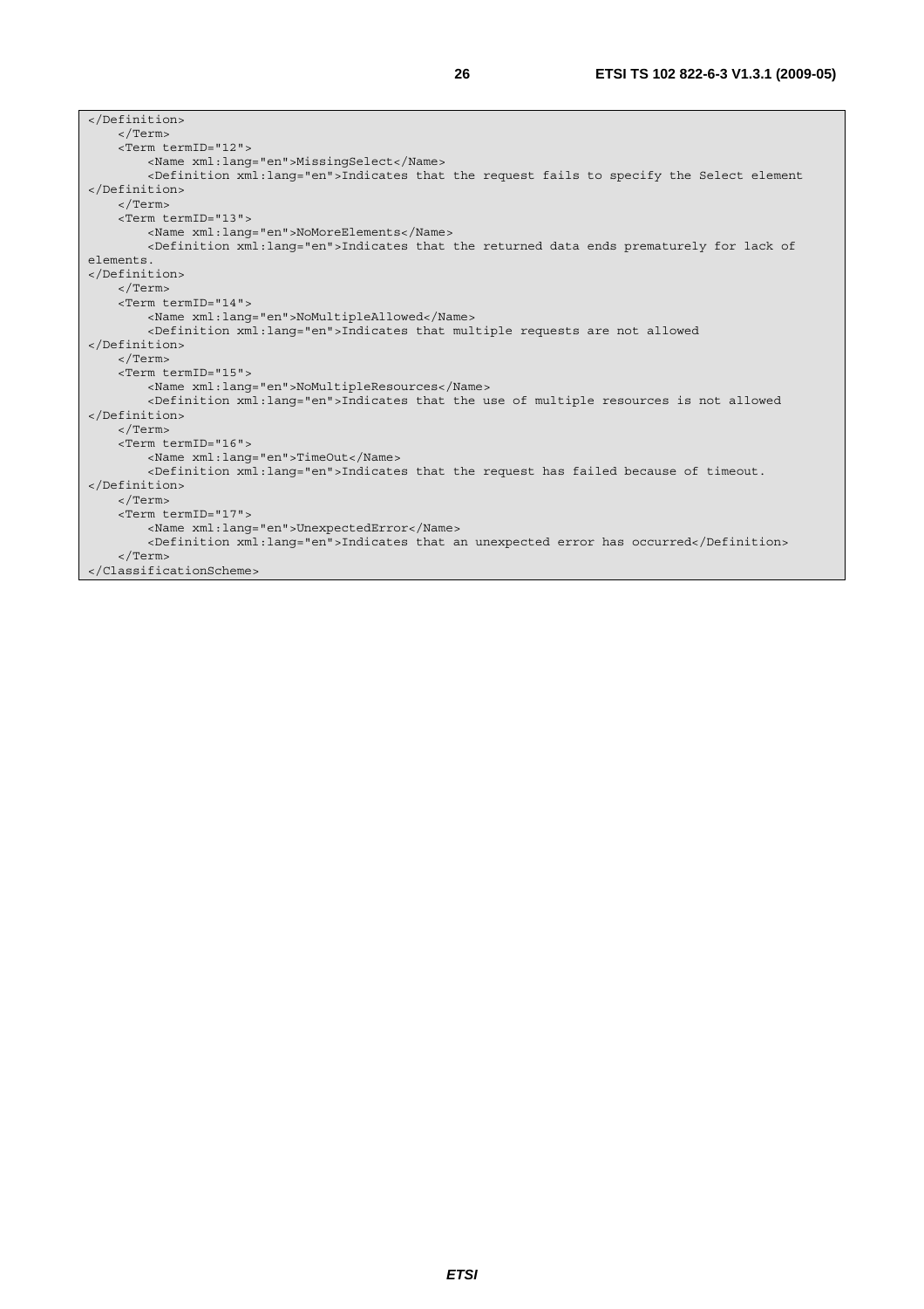```
</Definition>
    </Term>
    <Term termID="12">
        <Name xml:lang="en">MissingSelect</Name>
        <Definition xml:lang="en">Indicates that the request fails to specify the Select element
</Definition>
    </Term>
    <Term termID="13">
        <Name xml:lang="en">NoMoreElements</Name>
        <Definition xml:lang="en">Indicates that the returned data ends prematurely for lack of
elements.
</Definition>
    </Term>
    <Term termID="14">
        <Name xml:lang="en">NoMultipleAllowed</Name>
        <Definition xml:lang="en">Indicates that multiple requests are not allowed
</Definition>
    </Term>
    <Term termID="15">
        <Name xml:lang="en">NoMultipleResources</Name>
        <Definition xml:lang="en">Indicates that the use of multiple resources is not allowed
</Definition>
    </Term>
    <Term termID="16">
        <Name xml:lang="en">TimeOut</Name>
        <Definition xml:lang="en">Indicates that the request has failed because of timeout.
</Definition>
    </Term>
    <Term termID="17">
        <Name xml:lang="en">UnexpectedError</Name>
        <Definition xml:lang="en">Indicates that an unexpected error has occurred</Definition>
    </Term>
</ClassificationScheme>
```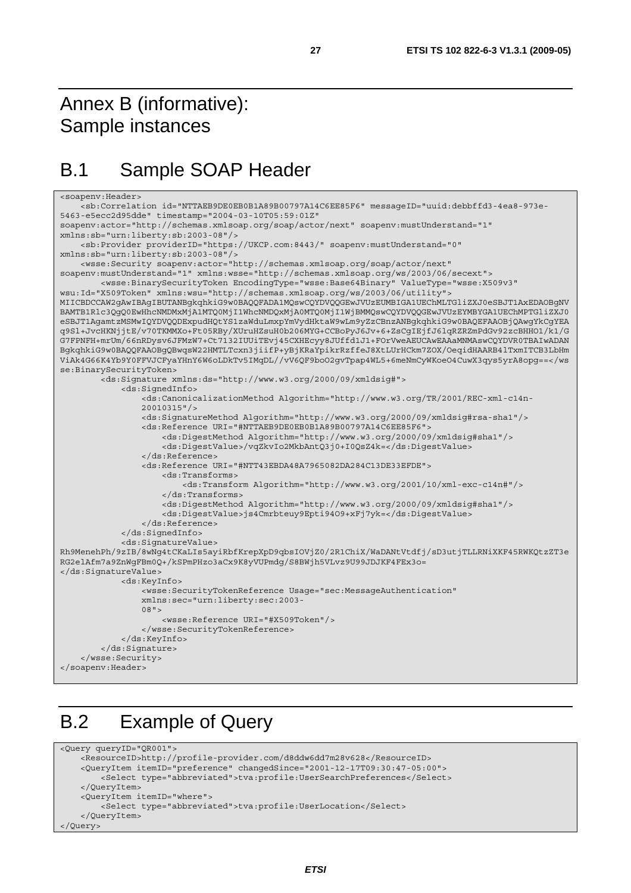# Annex B (informative): Sample instances

## B.1 Sample SOAP Header

```
<soapenv:Header>
    <sb:Correlation id="NTTAEB9DE0EB0B1A89B00797A14C6EE85F6" messageID="uuid:debbffd3-4ea8-973e-
5463-e5ecc2d95dde" timestamp="2004-03-10T05:59:01Z"
soapenv:actor="http://schemas.xmlsoap.org/soap/actor/next" soapenv:mustUnderstand="1"
xmlns:sb="urn:liberty:sb:2003-08"/>
    <sb:Provider providerID="https://UKCP.com:8443/" soapenv:mustUnderstand="0"
xmlns:sb="urn:liberty:sb:2003-08"/>
    <wsse:Security soapenv:actor="http://schemas.xmlsoap.org/soap/actor/next"
soapenv:mustUnderstand="1" xmlns:wsse="http://schemas.xmlsoap.org/ws/2003/06/secext">
        <wsse:BinarySecurityToken EncodingType="wsse:Base64Binary" ValueType="wsse:X509v3"
wsu:Id="X509Token" xmlns:wsu="http://schemas.xmlsoap.org/ws/2003/06/utility">
MIICBDCCAW2gAwIBAgIBUTANBgkqhkiG9w0BAQQFADA1MQswCQYDVQQGEwJVUzEUMBIGA1UEChMLTGliZXJ0eSBJT1AxEDAOBgNV
BAMTB1Rlc3QgQ0EwHhcNMDMxMjA1MTQ0MjI1WhcNMDQxMjA0MTQ0MjI1WjBMMQswCQYDVQQGEwJVUzEYMBYGA1UEChMPTGliZXJ0
eSBJT1AgamtzMSMwIQYDVQQDExpudHQtYS1zaWduLmxpYmVydHktaW9wLm9yZzCBnzANBgkqhkiG9w0BAQEFAAOBjQAwgYkCgYEA
q9Sl+JvcHKNjjtE/v70TKMMXo+Ft05RBy/XUruHZsuH0b206MYG+CCBoPyJ6Jv+6+ZsCgIEjfJ6lqRZRZmPdGv92zcBHHO1/k1/G
G7FPNFH+mrUm/66nRDysv6JFMzW7+Ct7132IUUiTEvj45CXHEcyy8JUffd1J1+FOrVweAEUCAwEAAaMNMAswCQYDVR0TBAIwADAN
BgkqhkiG9w0BAQQFAAOBgQBwqsW22HMTLTcxn3jiifP+yBjKRaYpikrRzffeJ8XtLUrHCkm7ZOX/OeqidHAARB4lTxmITCB3LbHm
ViAk4G66K4Yb9Y0FFVJCFyaYHnY6W6oLDkTv5IMqDL//vV6QF9boO2gvTpap4WL5+6meNmCyWKoeO4CuwX3qys5yrA8opg==</ws
se:BinarySecurityToken>
        <ds:Signature xmlns:ds="http://www.w3.org/2000/09/xmldsig#">
            <ds:SignedInfo>
                <ds:CanonicalizationMethod Algorithm="http://www.w3.org/TR/2001/REC-xml-c14n-
                20010315"/>
                <ds:SignatureMethod Algorithm="http://www.w3.org/2000/09/xmldsig#rsa-sha1"/>
                <ds:Reference URI="#NTTAEB9DE0EB0B1A89B00797A14C6EE85F6">
                    <ds:DigestMethod Algorithm="http://www.w3.org/2000/09/xmldsig#sha1"/>
                    <ds:DigestValue>/vqZkvIo2MkbAntQ3j0+I0QsZ4k=</ds:DigestValue>
                </ds:Reference>
                <ds:Reference URI="#NTT43EBDA48A7965082DA284C13DE33EFDE">
                    <ds:Transforms>
                        <ds:Transform Algorithm="http://www.w3.org/2001/10/xml-exc-c14n#"/>
                    </ds:Transforms>
                    <ds:DigestMethod Algorithm="http://www.w3.org/2000/09/xmldsig#sha1"/>
                    <ds:DigestValue>js4Cmrbteuy9Epti94O9+xFj7yk=</ds:DigestValue>
                </ds:Reference>
            </ds:SignedInfo>
            <ds:SignatureValue>
Rh9MenehPh/9zIB/8wNg4tCKaLIs5ayiRbfKrepXpD9qbsIOVjZ0/2R1ChiX/WaDANtVtdfj/sD3utjTLLRNiXKF45RWKQtzZT3e
RG2elAfm7a9ZnWgFBm0Q+/kSPmPHzo3aCx9K8yVUPmdg/S8BWjh5VLvz9U99JDJKF4FEx3o=
</ds:SignatureValue>
            <ds:KeyInfo>
                <wsse:SecurityTokenReference Usage="sec:MessageAuthentication"
                xmlns:sec="urn:liberty:sec:2003-
                08">
                    <wsse:Reference URI="#X509Token"/>
                </wsse:SecurityTokenReference>
            </ds:KeyInfo>
        </ds:Signature>
    </wsse:Security>
</soapenv:Header>
```

## B.2 Example of Query

```
<Query queryID="QR001">
    <ResourceID>http://profile-provider.com/d8ddw6dd7m28v628</ResourceID>
    <QueryItem itemID="preference" changedSince="2001-12-17T09:30:47-05:00">
        <Select type="abbreviated">tva:profile:UserSearchPreferences</Select>
    </QueryItem>
    <QueryItem itemID="where">
        <Select type="abbreviated">tva:profile:UserLocation</Select>
    </QueryItem>
</Query>
```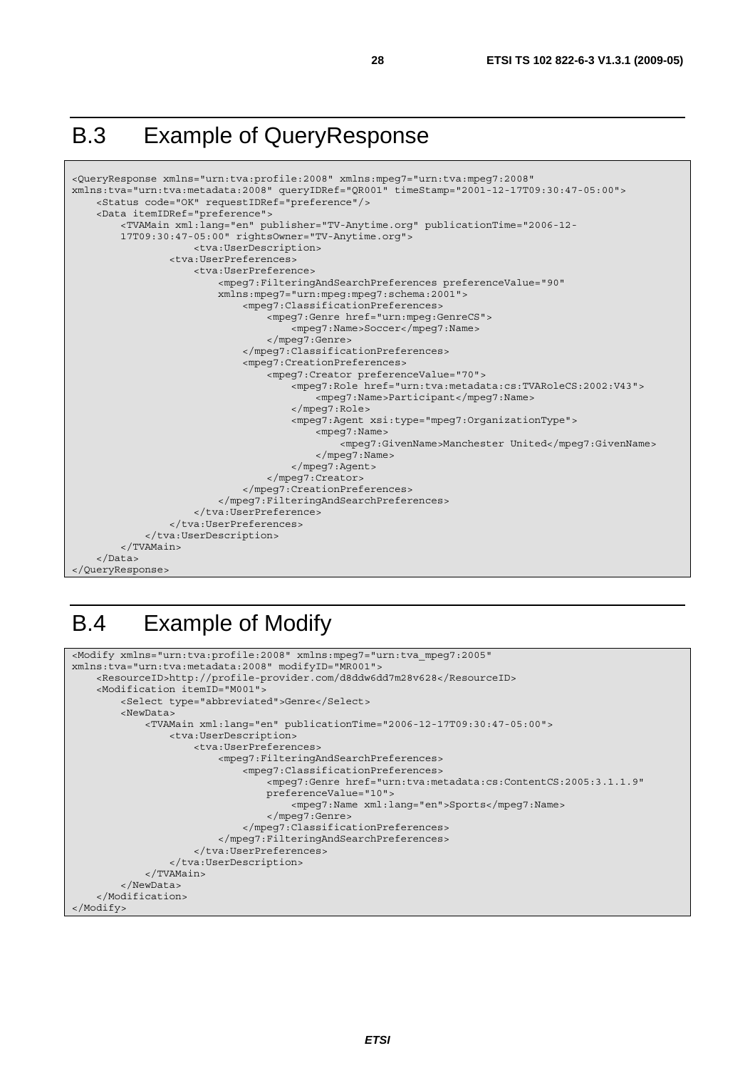# B.3 Example of QueryResponse

```
<QueryResponse xmlns="urn:tva:profile:2008" xmlns:mpeg7="urn:tva:mpeg7:2008"
xmlns:tva="urn:tva:metadata:2008" queryIDRef="QR001" timeStamp="2001-12-17T09:30:47-05:00">
    <Status code="OK" requestIDRef="preference"/>
    <Data itemIDRef="preference">
        <TVAMain xml:lang="en" publisher="TV-Anytime.org" publicationTime="2006-12-
        17T09:30:47-05:00" rightsOwner="TV-Anytime.org">
                <tva:UserDescription>
            <tva:UserPreferences>
                <tva:UserPreference>
                    <mpeg7:FilteringAndSearchPreferences preferenceValue="90"
                    xmlns:mpeg7="urn:mpeg:mpeg7:schema:2001">
                        <mpeg7:ClassificationPreferences>
                            <mpeg7:Genre href="urn:mpeg:GenreCS">
                                <mpeg7:Name>Soccer</mpeg7:Name>
                            </mpeg7:Genre>
                        </mpeg7:ClassificationPreferences>
                        <mpeg7:CreationPreferences>
                            <mpeg7:Creator preferenceValue="70">
                                <mpeg7:Role href="urn:tva:metadata:cs:TVARoleCS:2002:V43">
                                    <mpeg7:Name>Participant</mpeg7:Name>
                                </mpeg7:Role>
                                <mpeg7:Agent xsi:type="mpeg7:OrganizationType">
                                    <mpeg7:Name>
                                        <mpeg7:GivenName>Manchester United</mpeg7:GivenName>
                                    </mpeg7:Name>
                                </mpeg7:Agent>
                            </mpeg7:Creator>
                        </mpeg7:CreationPreferences>
                    </mpeg7:FilteringAndSearchPreferences>
                </tva:UserPreference>
            </tva:UserPreferences>
        </tva:UserDescription>
    </TVAMain>
    </Data>
</QueryResponse>
```

# B.4 Example of Modify

```
<Modify xmlns="urn:tva:profile:2008" xmlns:mpeg7="urn:tva_mpeg7:2005"
xmlns:tva="urn:tva:metadata:2008" modifyID="MR001">
    <ResourceID>http://profile-provider.com/d8ddw6dd7m28v628</ResourceID>
    <Modification itemID="M001">
        <Select type="abbreviated">Genre</Select>
        <NewData>
            <TVAMain xml:lang="en" publicationTime="2006-12-17T09:30:47-05:00">
                <tva:UserDescription>
                    <tva:UserPreferences>
                        <mpeg7:FilteringAndSearchPreferences>
                            <mpeg7:ClassificationPreferences>
                                <mpeg7:Genre href="urn:tva:metadata:cs:ContentCS:2005:3.1.1.9"
                                preferenceValue="10">
                                    <mpeg7:Name xml:lang="en">Sports</mpeg7:Name>
                                </mpeg7:Genre>
                            </mpeg7:ClassificationPreferences>
                        </mpeg7:FilteringAndSearchPreferences>
                    </tva:UserPreferences>
                </tva:UserDescription>
            </TVAMain>
        </NewData>
    </Modification>
</Modify>
```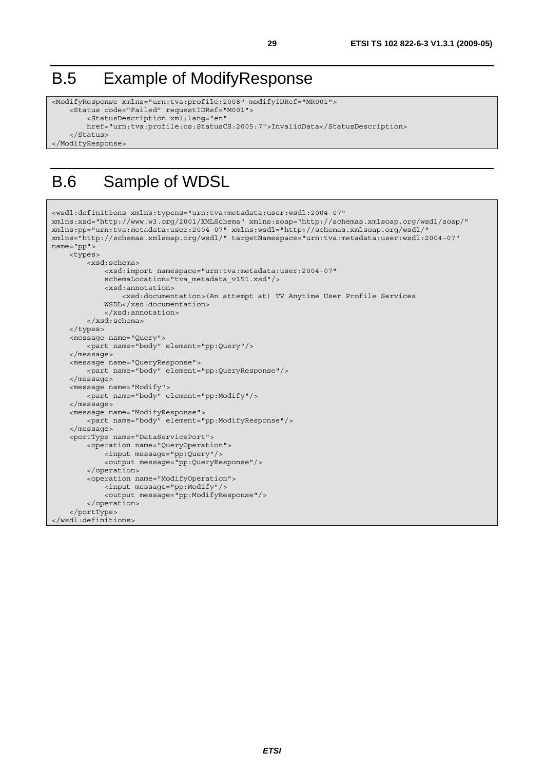# B.5 Example of ModifyResponse

```
<ModifyResponse xmlns="urn:tva:profile:2008" modifyIDRef="MR001">
    <Status code="Failed" requestIDRef="M001">
        <StatusDescription xml:lang="en"
        href="urn:tva:profile:cs:StatusCS:2005:7">InvalidData</StatusDescription>
    </Status>
</ModifyResponse>
```

# B.6 Sample of WDSL

```
<wsdl:definitions xmlns:typens="urn:tva:metadata:user:wsdl:2004-07"
xmlns:xsd="http://www.w3.org/2001/XMLSchema" xmlns:soap="http://schemas.xmlsoap.org/wsdl/soap/"
xmlns:pp="urn:tva:metadata:user:2004-07" xmlns:wsdl="http://schemas.xmlsoap.org/wsdl/"
xmlns="http://schemas.xmlsoap.org/wsdl/" targetNamespace="urn:tva:metadata:user:wsdl:2004-07"
name="pp">
    <types>
        <xsd:schema>
            <xsd:import namespace="urn:tva:metadata:user:2004-07"
            schemaLocation="tva_metadata_v151.xsd"/>
            <xsd:annotation>
                <xsd:documentation>(An attempt at) TV Anytime User Profile Services
            WSDL</xsd:documentation>
            </xsd:annotation>
        </xsd:schema>
    </types>
    <message name="Query">
        <part name="body" element="pp:Query"/>
    </message>
    <message name="QueryResponse">
        <part name="body" element="pp:QueryResponse"/>
    </message>
    <message name="Modify">
        <part name="body" element="pp:Modify"/>
    </message>
    <message name="ModifyResponse">
        <part name="body" element="pp:ModifyResponse"/>
    </message>
    <portType name="DataServicePort">
        <operation name="QueryOperation">
            <input message="pp:Query"/>
            <output message="pp:QueryResponse"/>
        </operation>
        <operation name="ModifyOperation">
            <input message="pp:Modify"/>
            <output message="pp:ModifyResponse"/>
        </operation>
    </portType>
</wsdl:definitions>
```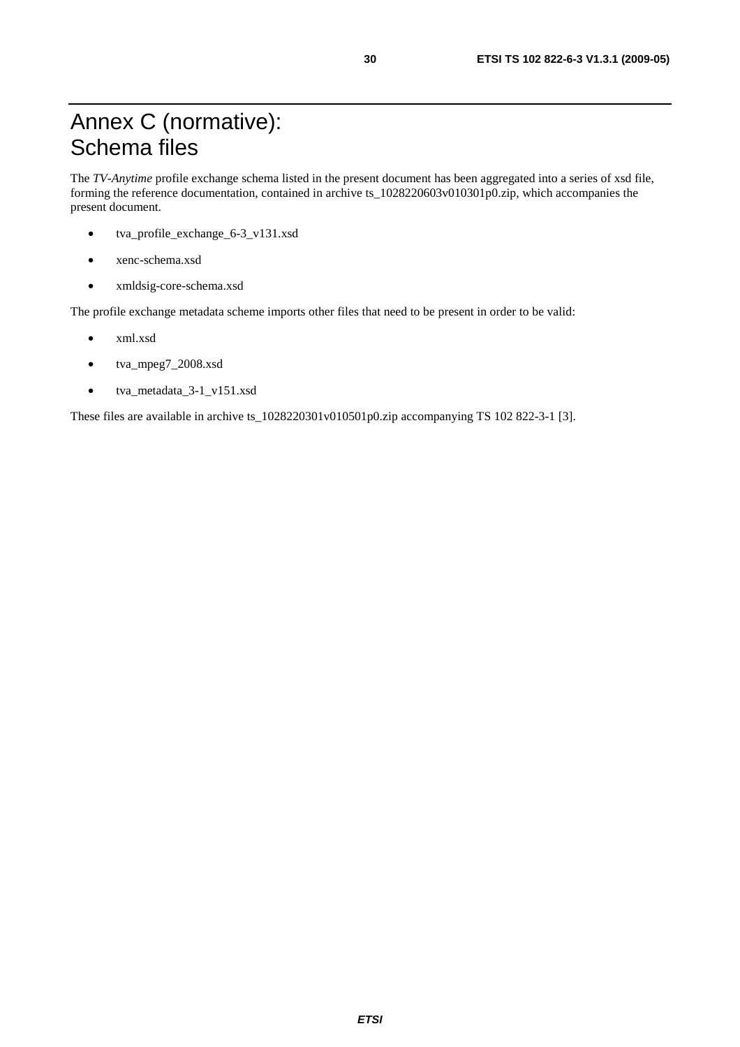# Annex C (normative): Schema files

The *TV-Anytime* profile exchange schema listed in the present document has been aggregated into a series of xsd file, forming the reference documentation, contained in archive ts_1028220603v010301p0.zip, which accompanies the present document.

- tva_profile_exchange_6-3_v131.xsd
- xenc-schema.xsd
- xmldsig-core-schema.xsd

The profile exchange metadata scheme imports other files that need to be present in order to be valid:

- xml.xsd
- tva_mpeg7_2008.xsd
- tva_metadata_3-1_v151.xsd

These files are available in archive ts_1028220301v010501p0.zip accompanying TS 102 822-3-1 [3].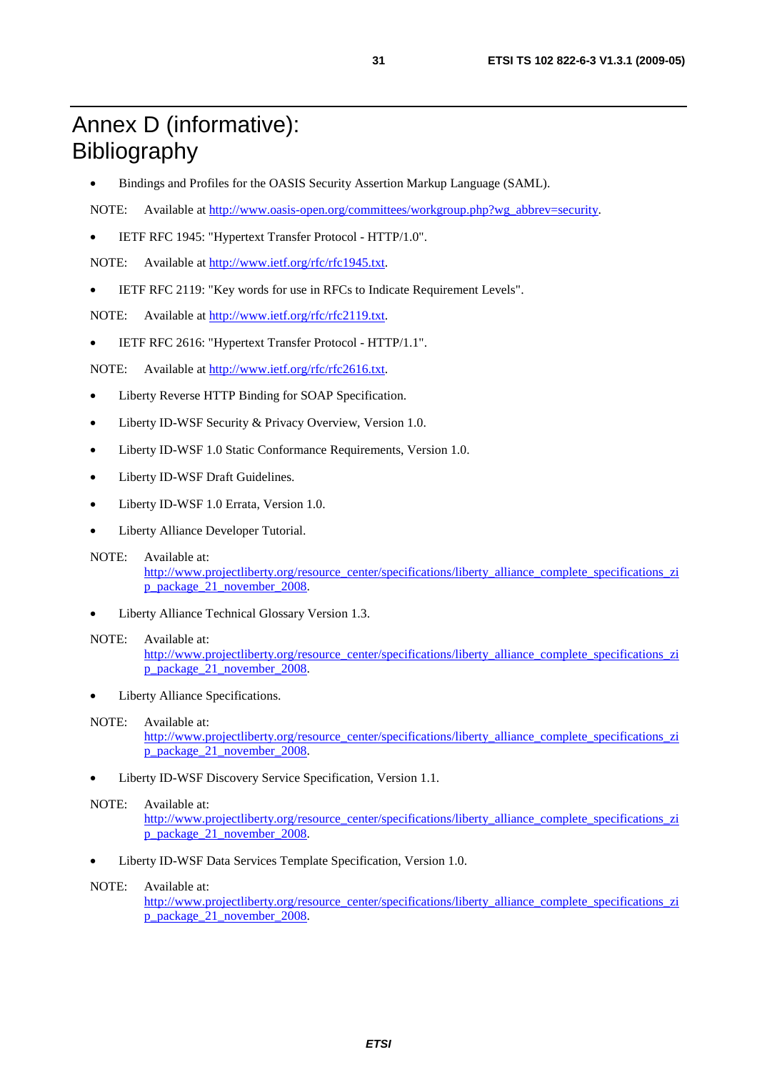# Annex D (informative): Bibliography

- Bindings and Profiles for the OASIS Security Assertion Markup Language (SAML).

NOTE: Available at http://www.oasis-open.org/committees/workgroup.php?wg_abbrev=security.

- IETF RFC 1945: "Hypertext Transfer Protocol - HTTP/1.0".

NOTE: Available at http://www.ietf.org/rfc/rfc1945.txt.

- IETF RFC 2119: "Key words for use in RFCs to Indicate Requirement Levels".

NOTE: Available at http://www.ietf.org/rfc/rfc2119.txt.

- IETF RFC 2616: "Hypertext Transfer Protocol - HTTP/1.1".

NOTE: Available at http://www.ietf.org/rfc/rfc2616.txt.

- Liberty Reverse HTTP Binding for SOAP Specification.
- Liberty ID-WSF Security & Privacy Overview, Version 1.0.
- Liberty ID-WSF 1.0 Static Conformance Requirements, Version 1.0.
- Liberty ID-WSF Draft Guidelines.
- Liberty ID-WSF 1.0 Errata, Version 1.0.
- Liberty Alliance Developer Tutorial.

NOTE: Available at: http://www.projectliberty.org/resource_center/specifications/liberty_alliance_complete_specifications_zip_package_21_november_2008.

- Liberty Alliance Technical Glossary Version 1.3.

NOTE: Available at: http://www.projectliberty.org/resource_center/specifications/liberty_alliance_complete_specifications_zip_package_21_november_2008.

- Liberty Alliance Specifications.

NOTE: Available at: http://www.projectliberty.org/resource_center/specifications/liberty_alliance_complete_specifications_zip_package_21_november_2008.

- Liberty ID-WSF Discovery Service Specification, Version 1.1.

NOTE: Available at: http://www.projectliberty.org/resource_center/specifications/liberty_alliance_complete_specifications_zip_package_21_november_2008.

- Liberty ID-WSF Data Services Template Specification, Version 1.0.

NOTE: Available at: http://www.projectliberty.org/resource_center/specifications/liberty_alliance_complete_specifications_zip_package_21_november_2008.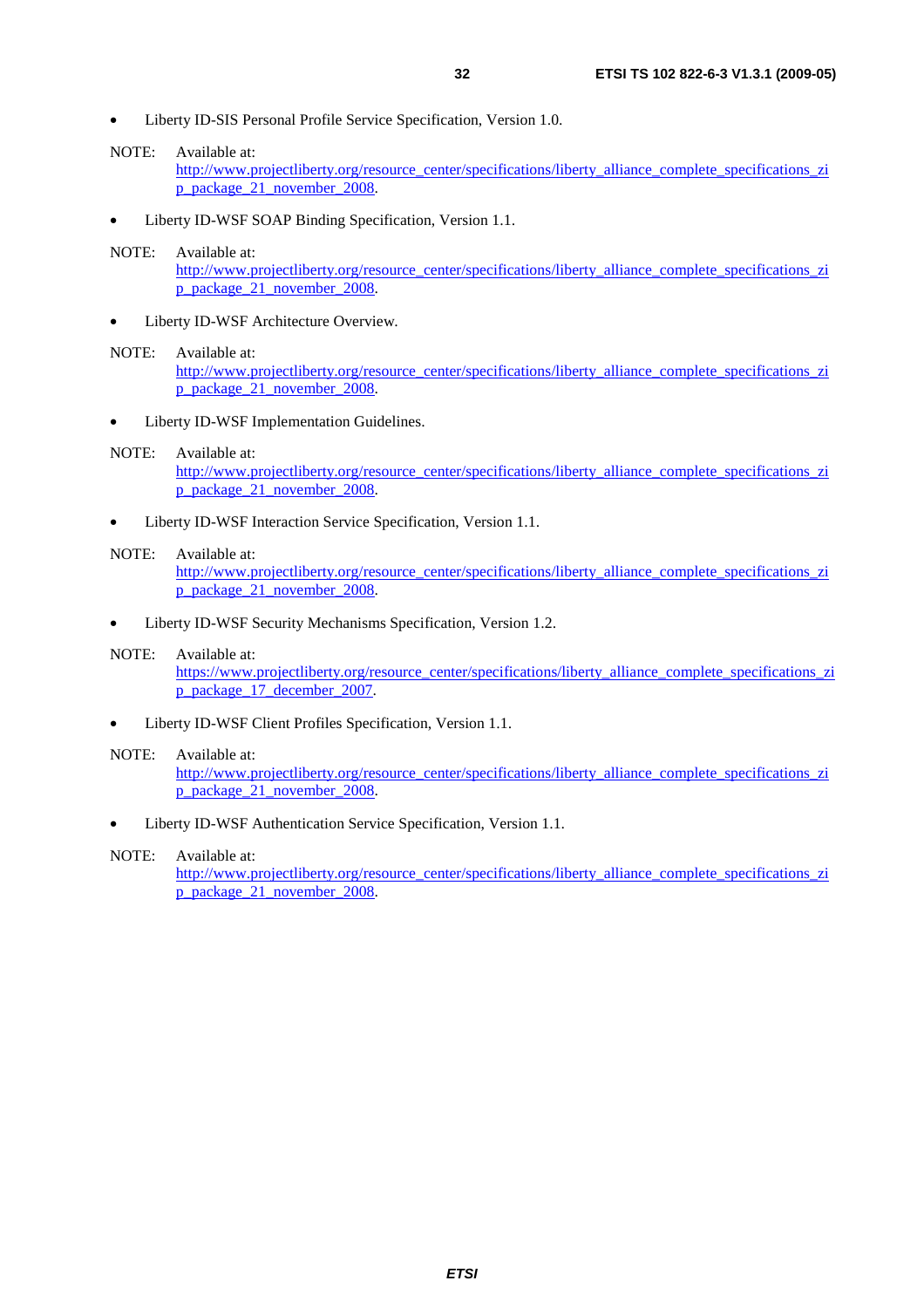- Liberty ID-SIS Personal Profile Service Specification, Version 1.0.

NOTE: Available at:
http://www.projectliberty.org/resource_center/specifications/liberty_alliance_complete_specifications_zip_package_21_november_2008.

- Liberty ID-WSF SOAP Binding Specification, Version 1.1.

NOTE: Available at:
http://www.projectliberty.org/resource_center/specifications/liberty_alliance_complete_specifications_zip_package_21_november_2008.

- Liberty ID-WSF Architecture Overview.

NOTE: Available at:
http://www.projectliberty.org/resource_center/specifications/liberty_alliance_complete_specifications_zip_package_21_november_2008.

- Liberty ID-WSF Implementation Guidelines.

NOTE: Available at:
http://www.projectliberty.org/resource_center/specifications/liberty_alliance_complete_specifications_zip_package_21_november_2008.

- Liberty ID-WSF Interaction Service Specification, Version 1.1.

NOTE: Available at:
http://www.projectliberty.org/resource_center/specifications/liberty_alliance_complete_specifications_zip_package_21_november_2008.

- Liberty ID-WSF Security Mechanisms Specification, Version 1.2.

NOTE: Available at:
https://www.projectliberty.org/resource_center/specifications/liberty_alliance_complete_specifications_zip_package_17_december_2007.

- Liberty ID-WSF Client Profiles Specification, Version 1.1.

NOTE: Available at:
http://www.projectliberty.org/resource_center/specifications/liberty_alliance_complete_specifications_zip_package_21_november_2008.

- Liberty ID-WSF Authentication Service Specification, Version 1.1.

NOTE: Available at:
http://www.projectliberty.org/resource_center/specifications/liberty_alliance_complete_specifications_zip_package_21_november_2008.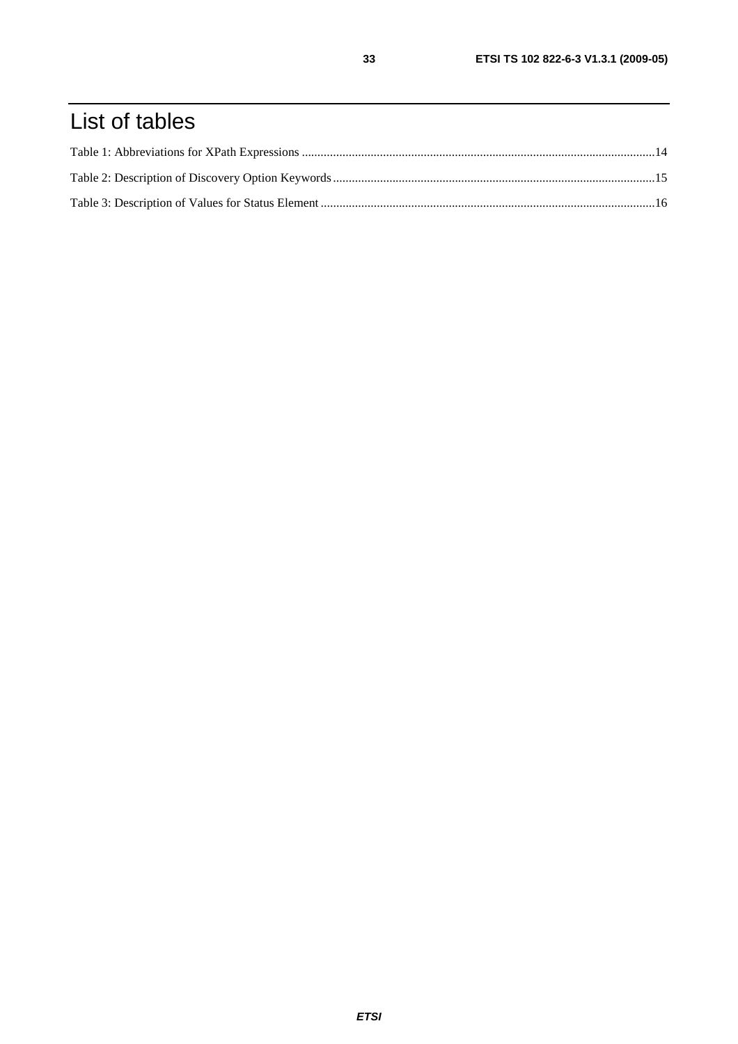# List of tables

Table 1: Abbreviations for XPath Expressions ....................................................................................................14

Table 2: Description of Discovery Option Keywords...........................................................................................15

Table 3: Description of Values for Status Element ..............................................................................................16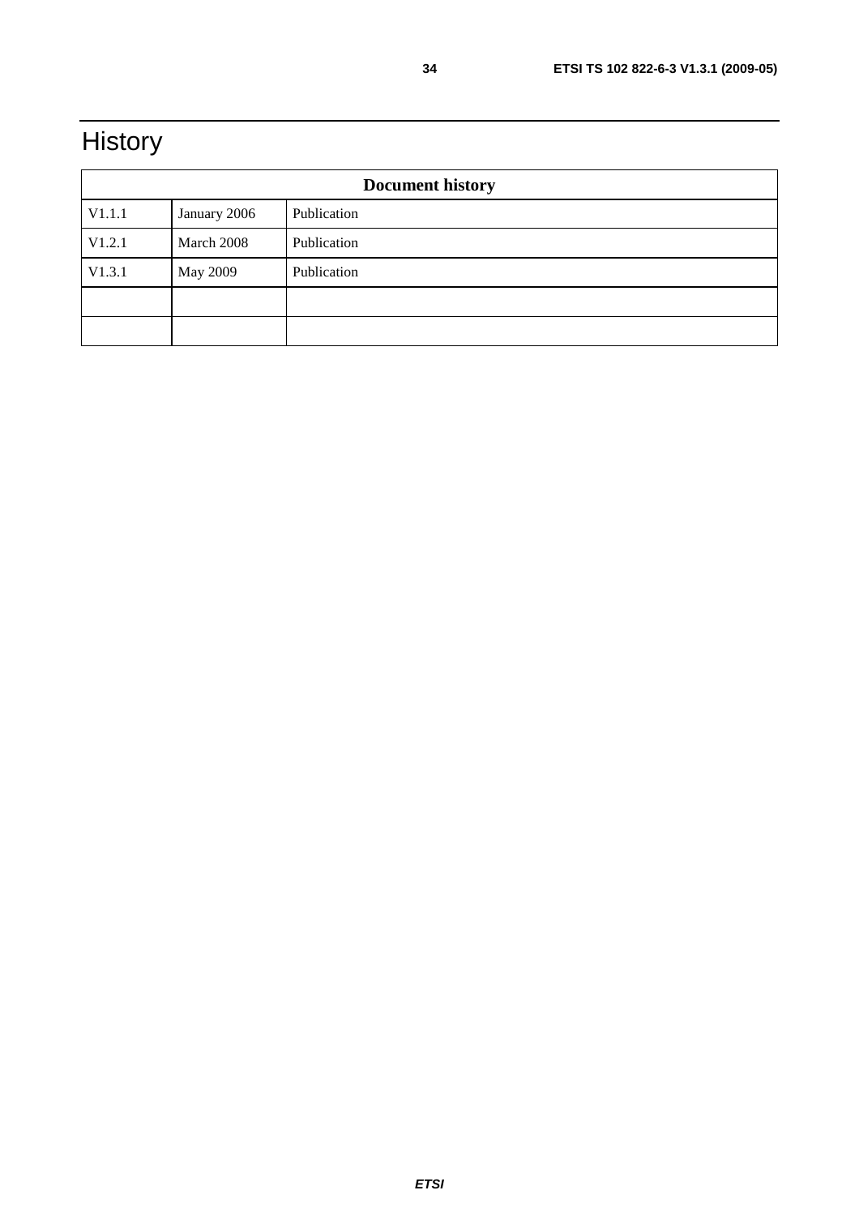# History

| Document history | | |
|---|---|---|
| V1.1.1 | January 2006 | Publication |
| V1.2.1 | March 2008 | Publication |
| V1.3.1 | May 2009 | Publication |
| | | |
| | | |